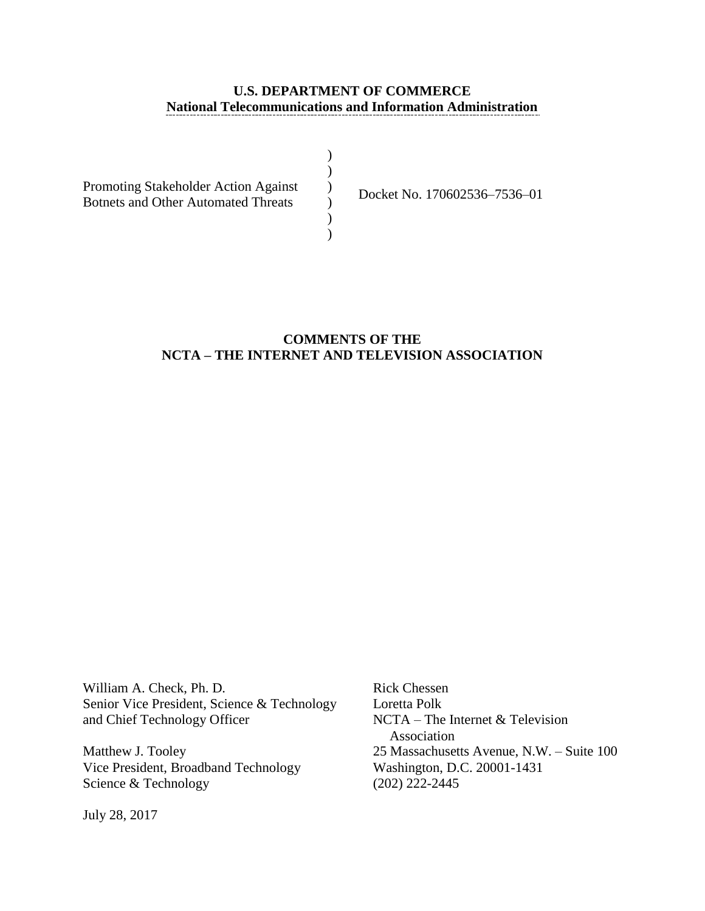**U.S. DEPARTMENT OF COMMERCE**
**National Telecommunications and Information Administration**

| | | |
|---|---|---|
| Promoting Stakeholder Action Against Botnets and Other Automated Threats | ) ) ) ) ) ) | Docket No. 170602536–7536–01 |

**COMMENTS OF THE NCTA – THE INTERNET AND TELEVISION ASSOCIATION**

William A. Check, Ph. D.
Senior Vice President, Science & Technology and Chief Technology Officer

Matthew J. Tooley
Vice President, Broadband Technology
Science & Technology

Rick Chessen
Loretta Polk
NCTA – The Internet & Television Association
25 Massachusetts Avenue, N.W. – Suite 100
Washington, D.C. 20001-1431
(202) 222-2445

July 28, 2017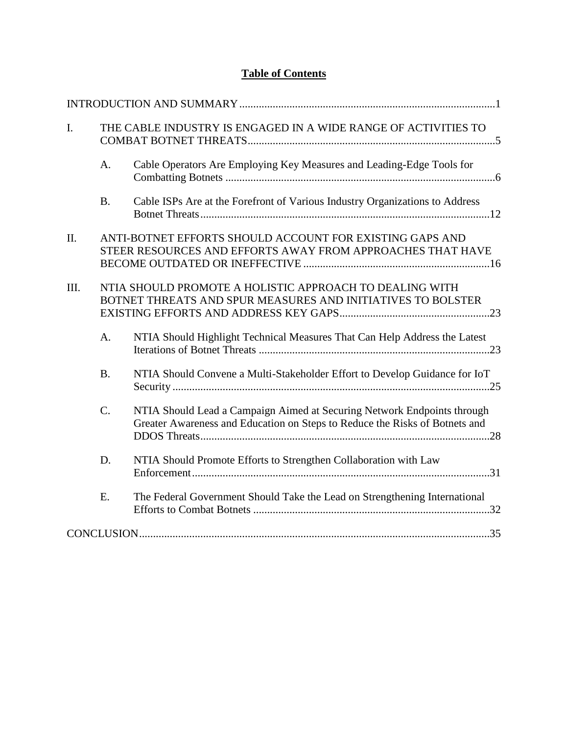**Table of Contents**

INTRODUCTION AND SUMMARY ........................................................................................... 1

I. THE CABLE INDUSTRY IS ENGAGED IN A WIDE RANGE OF ACTIVITIES TO COMBAT BOTNET THREATS ........................................................................................ 5

  A. Cable Operators Are Employing Key Measures and Leading-Edge Tools for Combatting Botnets ................................................................................................ 6

  B. Cable ISPs Are at the Forefront of Various Industry Organizations to Address Botnet Threats ....................................................................................................... 12

II. ANTI-BOTNET EFFORTS SHOULD ACCOUNT FOR EXISTING GAPS AND STEER RESOURCES AND EFFORTS AWAY FROM APPROACHES THAT HAVE BECOME OUTDATED OR INEFFECTIVE .................................................................. 16

III. NTIA SHOULD PROMOTE A HOLISTIC APPROACH TO DEALING WITH BOTNET THREATS AND SPUR MEASURES AND INITIATIVES TO BOLSTER EXISTING EFFORTS AND ADDRESS KEY GAPS ...................................................... 23

  A. NTIA Should Highlight Technical Measures That Can Help Address the Latest Iterations of Botnet Threats .................................................................................. 23

  B. NTIA Should Convene a Multi-Stakeholder Effort to Develop Guidance for IoT Security ................................................................................................................. 25

  C. NTIA Should Lead a Campaign Aimed at Securing Network Endpoints through Greater Awareness and Education on Steps to Reduce the Risks of Botnets and DDOS Threats ........................................................................................................ 28

  D. NTIA Should Promote Efforts to Strengthen Collaboration with Law Enforcement ........................................................................................................... 31

  E. The Federal Government Should Take the Lead on Strengthening International Efforts to Combat Botnets .................................................................................... 32

CONCLUSION ............................................................................................................................ 35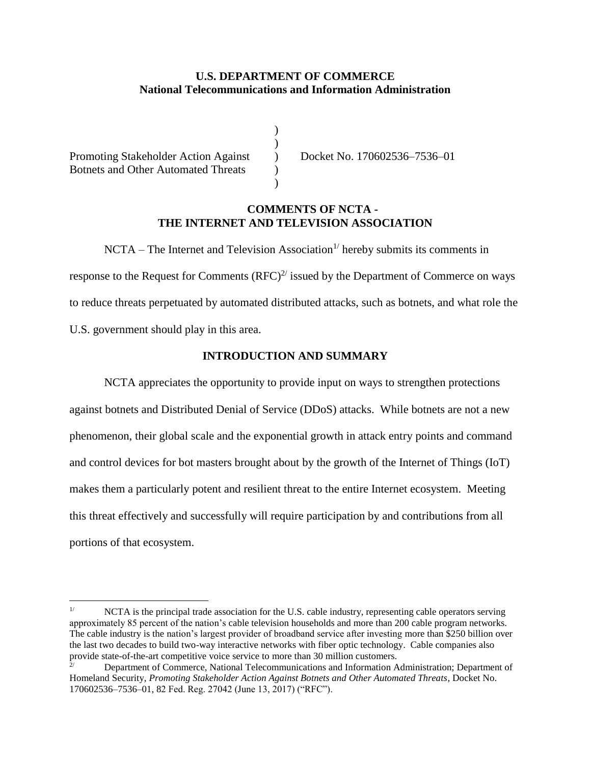**U.S. DEPARTMENT OF COMMERCE**
**National Telecommunications and Information Administration**

| | | |
|---|---|---|
| | ) | |
| | ) | |
| Promoting Stakeholder Action Against | ) | Docket No. 170602536–7536–01 |
| Botnets and Other Automated Threats | ) | |
| | ) | |

## COMMENTS OF NCTA - THE INTERNET AND TELEVISION ASSOCIATION

NCTA – The Internet and Television Association[1/] hereby submits its comments in response to the Request for Comments (RFC)[2/] issued by the Department of Commerce on ways to reduce threats perpetuated by automated distributed attacks, such as botnets, and what role the U.S. government should play in this area.

## INTRODUCTION AND SUMMARY

NCTA appreciates the opportunity to provide input on ways to strengthen protections against botnets and Distributed Denial of Service (DDoS) attacks. While botnets are not a new phenomenon, their global scale and the exponential growth in attack entry points and command and control devices for bot masters brought about by the growth of the Internet of Things (IoT) makes them a particularly potent and resilient threat to the entire Internet ecosystem. Meeting this threat effectively and successfully will require participation by and contributions from all portions of that ecosystem.

---

[1/] NCTA is the principal trade association for the U.S. cable industry, representing cable operators serving approximately 85 percent of the nation's cable television households and more than 200 cable program networks. The cable industry is the nation's largest provider of broadband service after investing more than $250 billion over the last two decades to build two-way interactive networks with fiber optic technology. Cable companies also provide state-of-the-art competitive voice service to more than 30 million customers.

[2/] Department of Commerce, National Telecommunications and Information Administration; Department of Homeland Security, *Promoting Stakeholder Action Against Botnets and Other Automated Threats*, Docket No. 170602536–7536–01, 82 Fed. Reg. 27042 (June 13, 2017) ("RFC").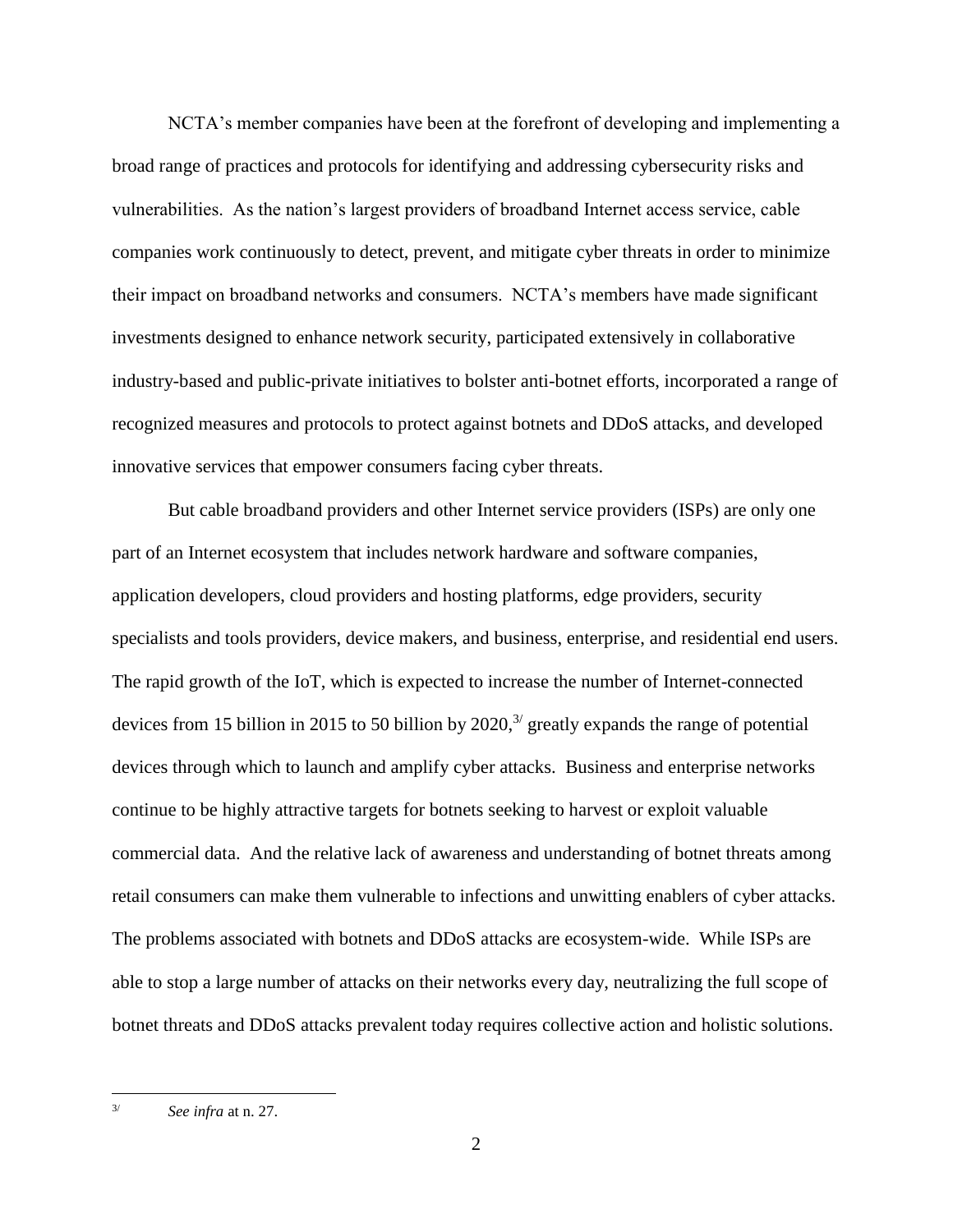NCTA's member companies have been at the forefront of developing and implementing a broad range of practices and protocols for identifying and addressing cybersecurity risks and vulnerabilities. As the nation's largest providers of broadband Internet access service, cable companies work continuously to detect, prevent, and mitigate cyber threats in order to minimize their impact on broadband networks and consumers. NCTA's members have made significant investments designed to enhance network security, participated extensively in collaborative industry-based and public-private initiatives to bolster anti-botnet efforts, incorporated a range of recognized measures and protocols to protect against botnets and DDoS attacks, and developed innovative services that empower consumers facing cyber threats.

But cable broadband providers and other Internet service providers (ISPs) are only one part of an Internet ecosystem that includes network hardware and software companies, application developers, cloud providers and hosting platforms, edge providers, security specialists and tools providers, device makers, and business, enterprise, and residential end users. The rapid growth of the IoT, which is expected to increase the number of Internet-connected devices from 15 billion in 2015 to 50 billion by 2020,[3/] greatly expands the range of potential devices through which to launch and amplify cyber attacks. Business and enterprise networks continue to be highly attractive targets for botnets seeking to harvest or exploit valuable commercial data. And the relative lack of awareness and understanding of botnet threats among retail consumers can make them vulnerable to infections and unwitting enablers of cyber attacks. The problems associated with botnets and DDoS attacks are ecosystem-wide. While ISPs are able to stop a large number of attacks on their networks every day, neutralizing the full scope of botnet threats and DDoS attacks prevalent today requires collective action and holistic solutions.

---

[3/] *See infra* at n. 27.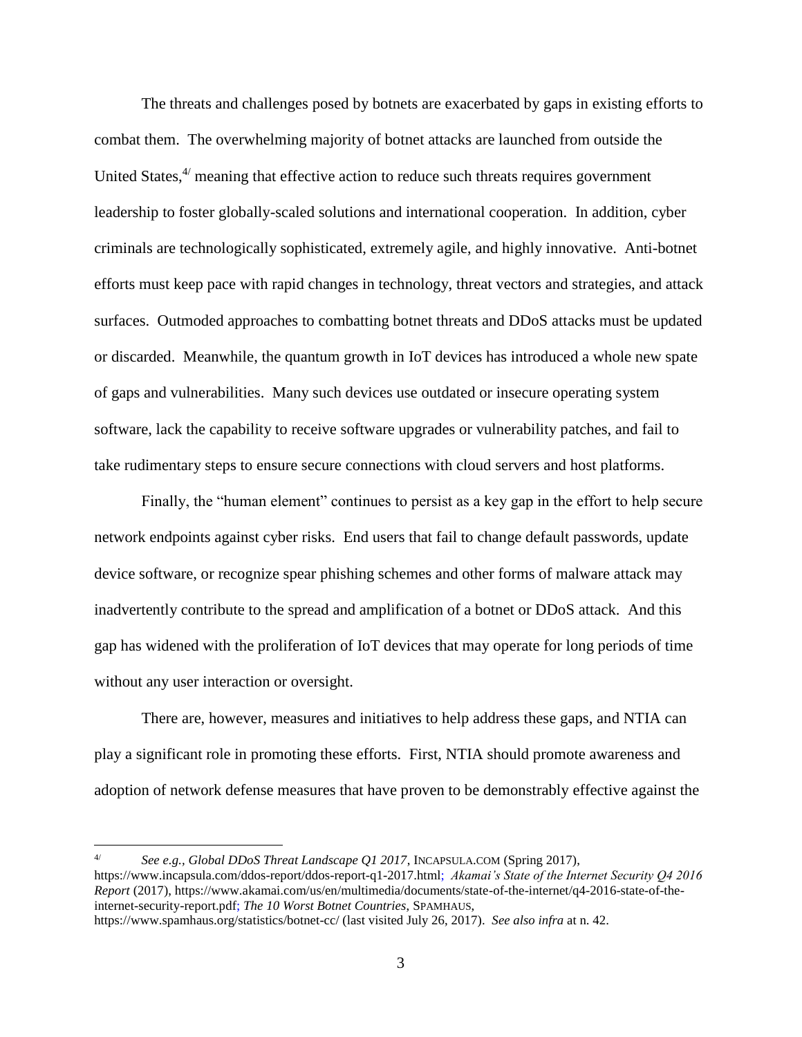The threats and challenges posed by botnets are exacerbated by gaps in existing efforts to combat them. The overwhelming majority of botnet attacks are launched from outside the United States,[4/] meaning that effective action to reduce such threats requires government leadership to foster globally-scaled solutions and international cooperation. In addition, cyber criminals are technologically sophisticated, extremely agile, and highly innovative. Anti-botnet efforts must keep pace with rapid changes in technology, threat vectors and strategies, and attack surfaces. Outmoded approaches to combatting botnet threats and DDoS attacks must be updated or discarded. Meanwhile, the quantum growth in IoT devices has introduced a whole new spate of gaps and vulnerabilities. Many such devices use outdated or insecure operating system software, lack the capability to receive software upgrades or vulnerability patches, and fail to take rudimentary steps to ensure secure connections with cloud servers and host platforms.

Finally, the "human element" continues to persist as a key gap in the effort to help secure network endpoints against cyber risks. End users that fail to change default passwords, update device software, or recognize spear phishing schemes and other forms of malware attack may inadvertently contribute to the spread and amplification of a botnet or DDoS attack. And this gap has widened with the proliferation of IoT devices that may operate for long periods of time without any user interaction or oversight.

There are, however, measures and initiatives to help address these gaps, and NTIA can play a significant role in promoting these efforts. First, NTIA should promote awareness and adoption of network defense measures that have proven to be demonstrably effective against the

---

[4/] *See e.g.*, *Global DDoS Threat Landscape Q1 2017*, INCAPSULA.COM (Spring 2017), https://www.incapsula.com/ddos-report/ddos-report-q1-2017.html; *Akamai's State of the Internet Security Q4 2016 Report* (2017), https://www.akamai.com/us/en/multimedia/documents/state-of-the-internet/q4-2016-state-of-the-internet-security-report.pdf; *The 10 Worst Botnet Countries*, SPAMHAUS, https://www.spamhaus.org/statistics/botnet-cc/ (last visited July 26, 2017). *See also infra* at n. 42.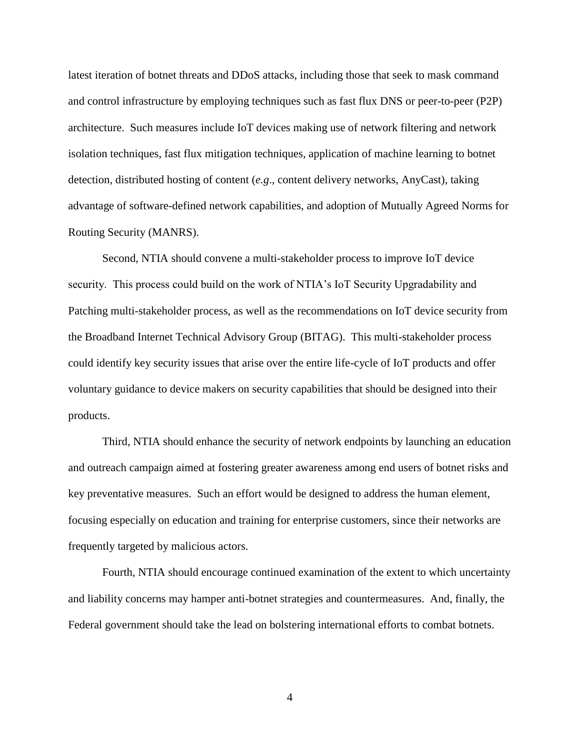latest iteration of botnet threats and DDoS attacks, including those that seek to mask command and control infrastructure by employing techniques such as fast flux DNS or peer-to-peer (P2P) architecture. Such measures include IoT devices making use of network filtering and network isolation techniques, fast flux mitigation techniques, application of machine learning to botnet detection, distributed hosting of content (*e.g*., content delivery networks, AnyCast), taking advantage of software-defined network capabilities, and adoption of Mutually Agreed Norms for Routing Security (MANRS).

Second, NTIA should convene a multi-stakeholder process to improve IoT device security. This process could build on the work of NTIA's IoT Security Upgradability and Patching multi-stakeholder process, as well as the recommendations on IoT device security from the Broadband Internet Technical Advisory Group (BITAG). This multi-stakeholder process could identify key security issues that arise over the entire life-cycle of IoT products and offer voluntary guidance to device makers on security capabilities that should be designed into their products.

Third, NTIA should enhance the security of network endpoints by launching an education and outreach campaign aimed at fostering greater awareness among end users of botnet risks and key preventative measures. Such an effort would be designed to address the human element, focusing especially on education and training for enterprise customers, since their networks are frequently targeted by malicious actors.

Fourth, NTIA should encourage continued examination of the extent to which uncertainty and liability concerns may hamper anti-botnet strategies and countermeasures. And, finally, the Federal government should take the lead on bolstering international efforts to combat botnets.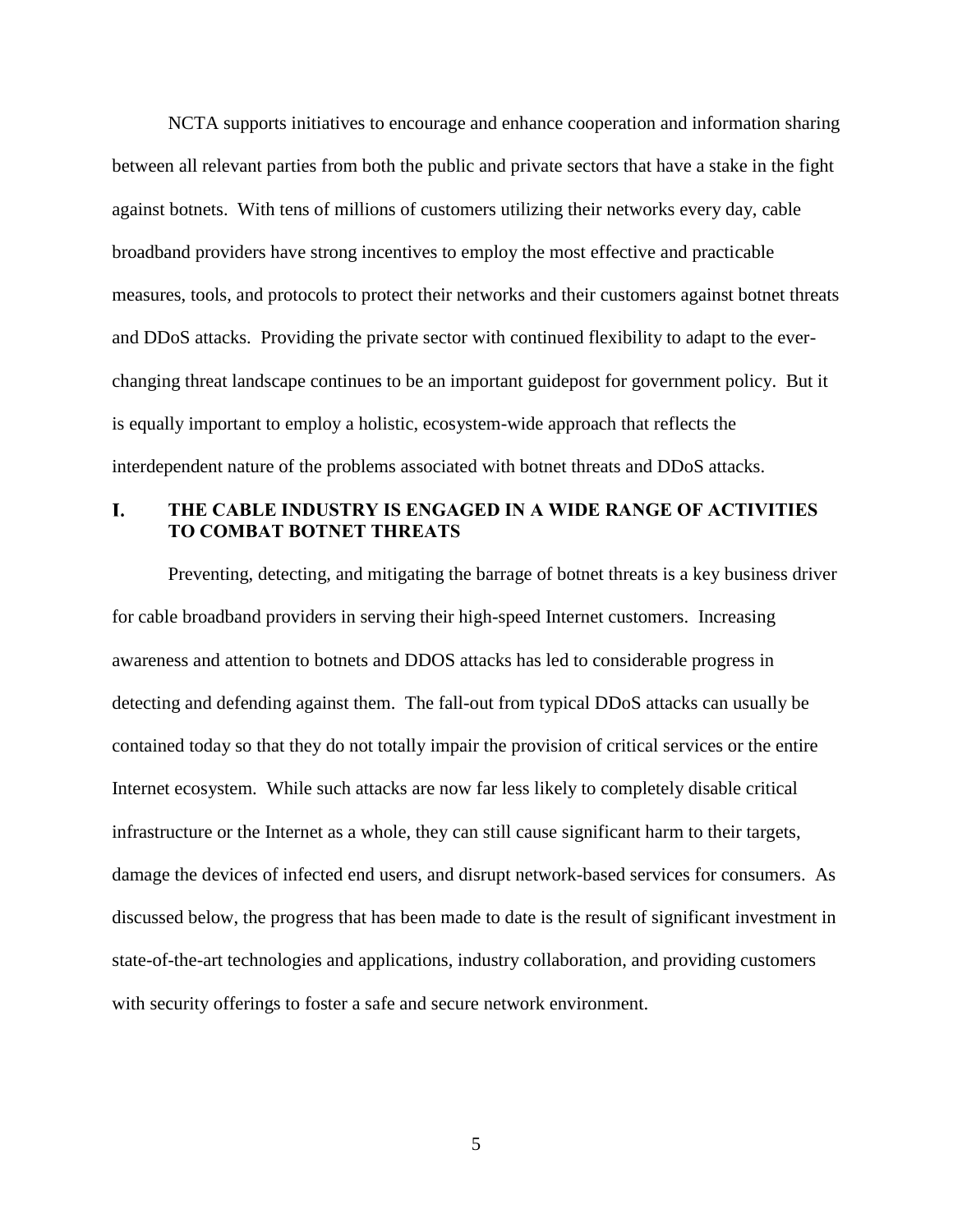NCTA supports initiatives to encourage and enhance cooperation and information sharing between all relevant parties from both the public and private sectors that have a stake in the fight against botnets. With tens of millions of customers utilizing their networks every day, cable broadband providers have strong incentives to employ the most effective and practicable measures, tools, and protocols to protect their networks and their customers against botnet threats and DDoS attacks. Providing the private sector with continued flexibility to adapt to the ever-changing threat landscape continues to be an important guidepost for government policy. But it is equally important to employ a holistic, ecosystem-wide approach that reflects the interdependent nature of the problems associated with botnet threats and DDoS attacks.

## I. THE CABLE INDUSTRY IS ENGAGED IN A WIDE RANGE OF ACTIVITIES TO COMBAT BOTNET THREATS

Preventing, detecting, and mitigating the barrage of botnet threats is a key business driver for cable broadband providers in serving their high-speed Internet customers. Increasing awareness and attention to botnets and DDOS attacks has led to considerable progress in detecting and defending against them. The fall-out from typical DDoS attacks can usually be contained today so that they do not totally impair the provision of critical services or the entire Internet ecosystem. While such attacks are now far less likely to completely disable critical infrastructure or the Internet as a whole, they can still cause significant harm to their targets, damage the devices of infected end users, and disrupt network-based services for consumers. As discussed below, the progress that has been made to date is the result of significant investment in state-of-the-art technologies and applications, industry collaboration, and providing customers with security offerings to foster a safe and secure network environment.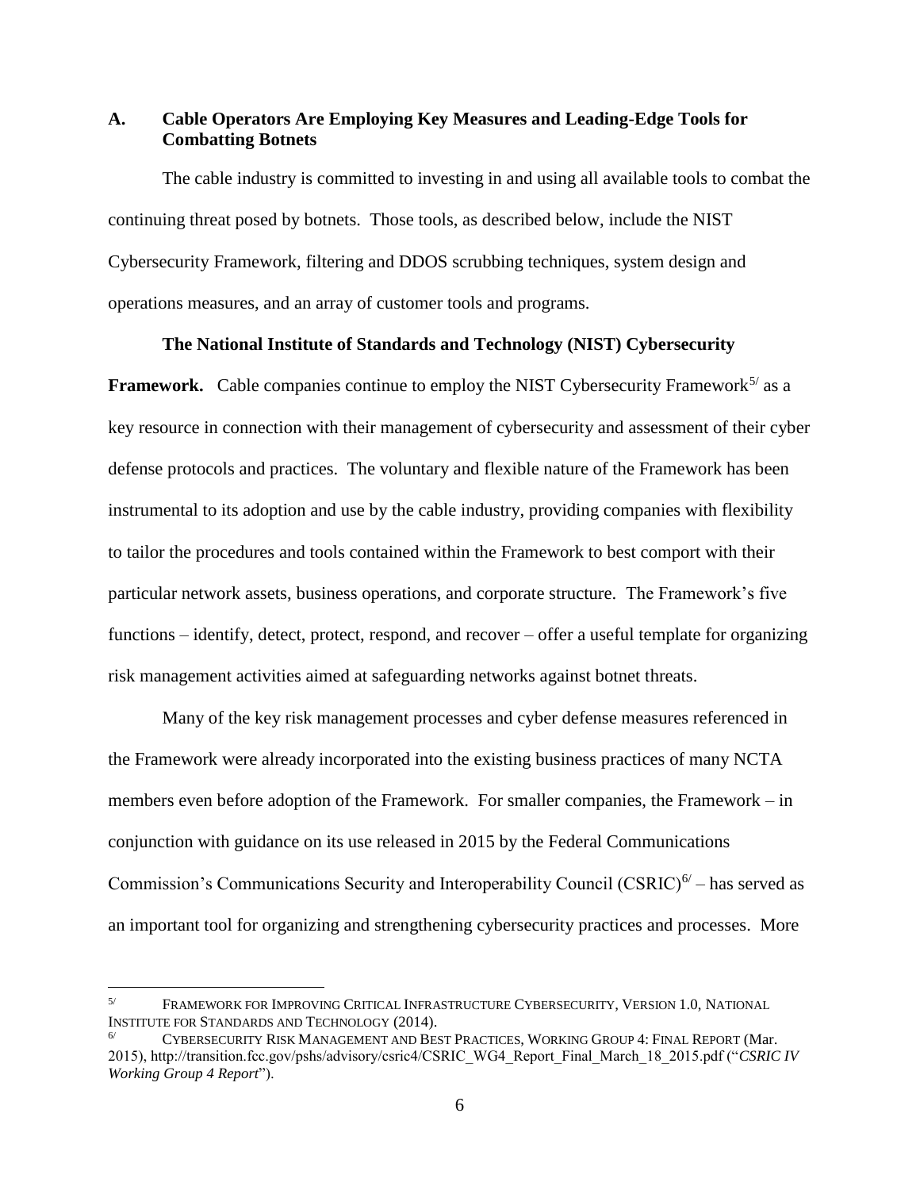### A. Cable Operators Are Employing Key Measures and Leading-Edge Tools for Combatting Botnets

The cable industry is committed to investing in and using all available tools to combat the continuing threat posed by botnets. Those tools, as described below, include the NIST Cybersecurity Framework, filtering and DDOS scrubbing techniques, system design and operations measures, and an array of customer tools and programs.

**The National Institute of Standards and Technology (NIST) Cybersecurity Framework.** Cable companies continue to employ the NIST Cybersecurity Framework[5] as a key resource in connection with their management of cybersecurity and assessment of their cyber defense protocols and practices. The voluntary and flexible nature of the Framework has been instrumental to its adoption and use by the cable industry, providing companies with flexibility to tailor the procedures and tools contained within the Framework to best comport with their particular network assets, business operations, and corporate structure. The Framework's five functions – identify, detect, protect, respond, and recover – offer a useful template for organizing risk management activities aimed at safeguarding networks against botnet threats.

Many of the key risk management processes and cyber defense measures referenced in the Framework were already incorporated into the existing business practices of many NCTA members even before adoption of the Framework. For smaller companies, the Framework – in conjunction with guidance on its use released in 2015 by the Federal Communications Commission's Communications Security and Interoperability Council (CSRIC)[6] – has served as an important tool for organizing and strengthening cybersecurity practices and processes. More

---

[5] FRAMEWORK FOR IMPROVING CRITICAL INFRASTRUCTURE CYBERSECURITY, VERSION 1.0, NATIONAL INSTITUTE FOR STANDARDS AND TECHNOLOGY (2014).

[6] CYBERSECURITY RISK MANAGEMENT AND BEST PRACTICES, WORKING GROUP 4: FINAL REPORT (Mar. 2015), http://transition.fcc.gov/pshs/advisory/csric4/CSRIC_WG4_Report_Final_March_18_2015.pdf ("*CSRIC IV Working Group 4 Report*").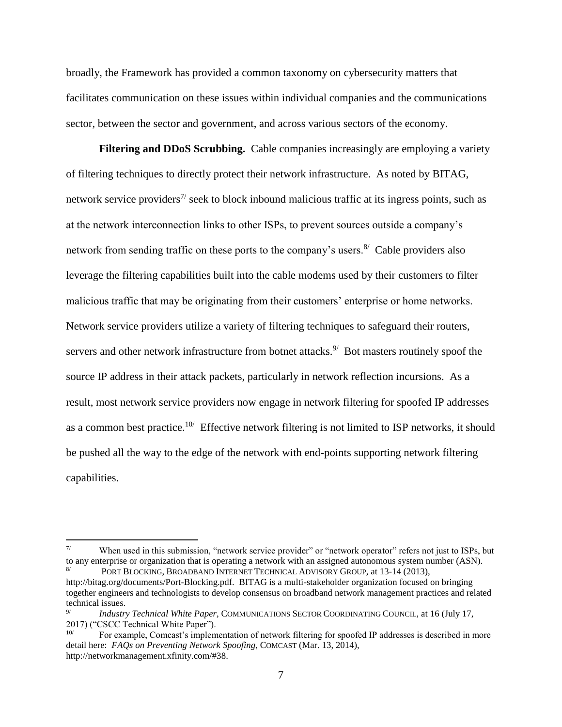broadly, the Framework has provided a common taxonomy on cybersecurity matters that facilitates communication on these issues within individual companies and the communications sector, between the sector and government, and across various sectors of the economy.

**Filtering and DDoS Scrubbing.** Cable companies increasingly are employing a variety of filtering techniques to directly protect their network infrastructure. As noted by BITAG, network service providers[7/] seek to block inbound malicious traffic at its ingress points, such as at the network interconnection links to other ISPs, to prevent sources outside a company's network from sending traffic on these ports to the company's users.[8/] Cable providers also leverage the filtering capabilities built into the cable modems used by their customers to filter malicious traffic that may be originating from their customers' enterprise or home networks. Network service providers utilize a variety of filtering techniques to safeguard their routers, servers and other network infrastructure from botnet attacks.[9/] Bot masters routinely spoof the source IP address in their attack packets, particularly in network reflection incursions. As a result, most network service providers now engage in network filtering for spoofed IP addresses as a common best practice.[10/] Effective network filtering is not limited to ISP networks, it should be pushed all the way to the edge of the network with end-points supporting network filtering capabilities.

---

[7/] When used in this submission, "network service provider" or "network operator" refers not just to ISPs, but to any enterprise or organization that is operating a network with an assigned autonomous system number (ASN).

[8/] PORT BLOCKING, BROADBAND INTERNET TECHNICAL ADVISORY GROUP, at 13-14 (2013), http://bitag.org/documents/Port-Blocking.pdf. BITAG is a multi-stakeholder organization focused on bringing together engineers and technologists to develop consensus on broadband network management practices and related technical issues.

[9/] *Industry Technical White Paper*, COMMUNICATIONS SECTOR COORDINATING COUNCIL, at 16 (July 17, 2017) ("CSCC Technical White Paper").

[10/] For example, Comcast's implementation of network filtering for spoofed IP addresses is described in more detail here: *FAQs on Preventing Network Spoofing*, COMCAST (Mar. 13, 2014), http://networkmanagement.xfinity.com/#38.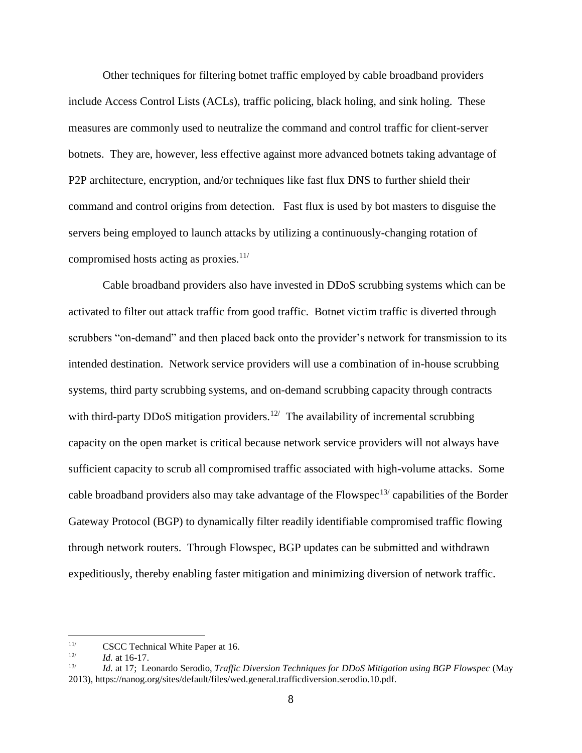Other techniques for filtering botnet traffic employed by cable broadband providers include Access Control Lists (ACLs), traffic policing, black holing, and sink holing. These measures are commonly used to neutralize the command and control traffic for client-server botnets. They are, however, less effective against more advanced botnets taking advantage of P2P architecture, encryption, and/or techniques like fast flux DNS to further shield their command and control origins from detection. Fast flux is used by bot masters to disguise the servers being employed to launch attacks by utilizing a continuously-changing rotation of compromised hosts acting as proxies.[11/]

Cable broadband providers also have invested in DDoS scrubbing systems which can be activated to filter out attack traffic from good traffic. Botnet victim traffic is diverted through scrubbers "on-demand" and then placed back onto the provider's network for transmission to its intended destination. Network service providers will use a combination of in-house scrubbing systems, third party scrubbing systems, and on-demand scrubbing capacity through contracts with third-party DDoS mitigation providers.[12/] The availability of incremental scrubbing capacity on the open market is critical because network service providers will not always have sufficient capacity to scrub all compromised traffic associated with high-volume attacks. Some cable broadband providers also may take advantage of the Flowspec[13/] capabilities of the Border Gateway Protocol (BGP) to dynamically filter readily identifiable compromised traffic flowing through network routers. Through Flowspec, BGP updates can be submitted and withdrawn expeditiously, thereby enabling faster mitigation and minimizing diversion of network traffic.

---

[11/] CSCC Technical White Paper at 16.

[12/] *Id.* at 16-17.

[13/] *Id.* at 17; Leonardo Serodio, *Traffic Diversion Techniques for DDoS Mitigation using BGP Flowspec* (May 2013), https://nanog.org/sites/default/files/wed.general.trafficdiversion.serodio.10.pdf.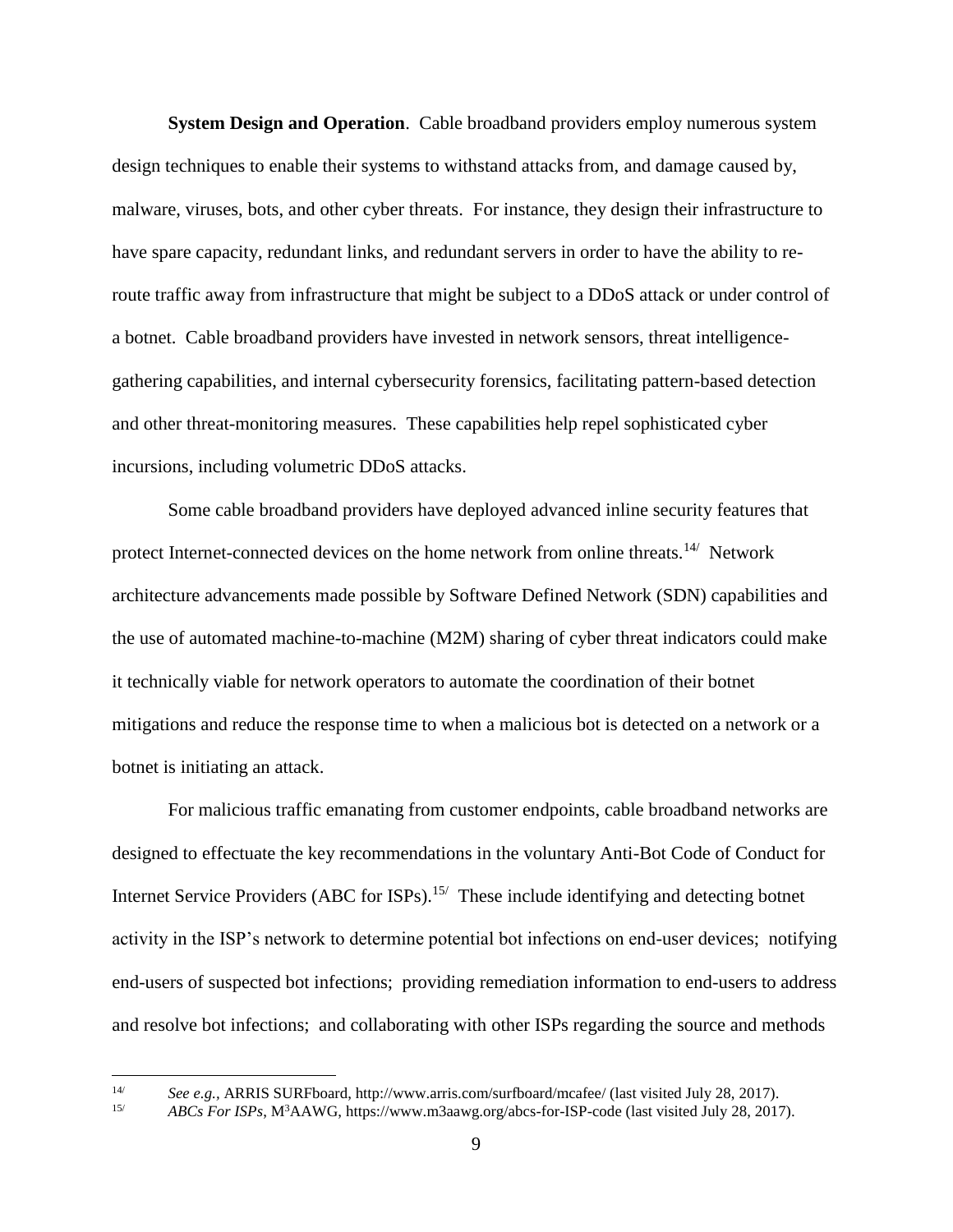**System Design and Operation**. Cable broadband providers employ numerous system design techniques to enable their systems to withstand attacks from, and damage caused by, malware, viruses, bots, and other cyber threats. For instance, they design their infrastructure to have spare capacity, redundant links, and redundant servers in order to have the ability to re-route traffic away from infrastructure that might be subject to a DDoS attack or under control of a botnet. Cable broadband providers have invested in network sensors, threat intelligence-gathering capabilities, and internal cybersecurity forensics, facilitating pattern-based detection and other threat-monitoring measures. These capabilities help repel sophisticated cyber incursions, including volumetric DDoS attacks.

Some cable broadband providers have deployed advanced inline security features that protect Internet-connected devices on the home network from online threats.[14/] Network architecture advancements made possible by Software Defined Network (SDN) capabilities and the use of automated machine-to-machine (M2M) sharing of cyber threat indicators could make it technically viable for network operators to automate the coordination of their botnet mitigations and reduce the response time to when a malicious bot is detected on a network or a botnet is initiating an attack.

For malicious traffic emanating from customer endpoints, cable broadband networks are designed to effectuate the key recommendations in the voluntary Anti-Bot Code of Conduct for Internet Service Providers (ABC for ISPs).[15/] These include identifying and detecting botnet activity in the ISP's network to determine potential bot infections on end-user devices; notifying end-users of suspected bot infections; providing remediation information to end-users to address and resolve bot infections; and collaborating with other ISPs regarding the source and methods

---

14/ *See e.g.,* ARRIS SURFboard, http://www.arris.com/surfboard/mcafee/ (last visited July 28, 2017).

15/ *ABCs For ISPs*, M$^3$AAWG, https://www.m3aawg.org/abcs-for-ISP-code (last visited July 28, 2017).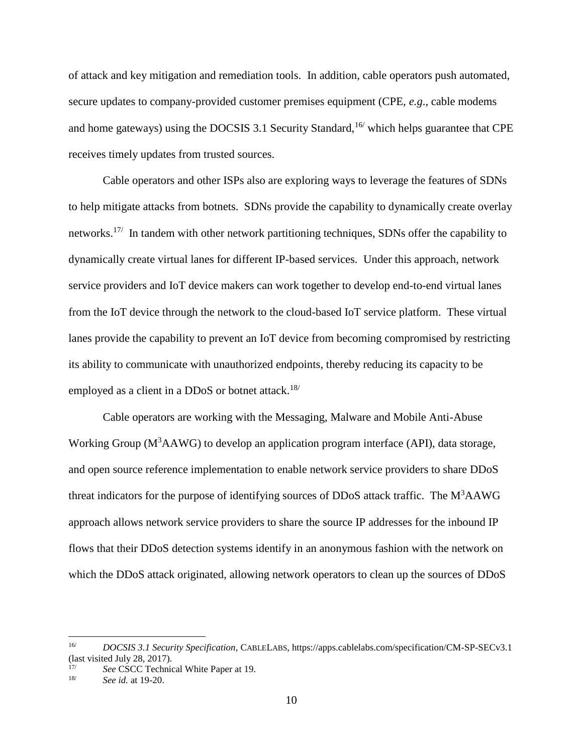of attack and key mitigation and remediation tools. In addition, cable operators push automated, secure updates to company-provided customer premises equipment (CPE, *e.g.*, cable modems and home gateways) using the DOCSIS 3.1 Security Standard,[16/] which helps guarantee that CPE receives timely updates from trusted sources.

Cable operators and other ISPs also are exploring ways to leverage the features of SDNs to help mitigate attacks from botnets. SDNs provide the capability to dynamically create overlay networks.[17/] In tandem with other network partitioning techniques, SDNs offer the capability to dynamically create virtual lanes for different IP-based services. Under this approach, network service providers and IoT device makers can work together to develop end-to-end virtual lanes from the IoT device through the network to the cloud-based IoT service platform. These virtual lanes provide the capability to prevent an IoT device from becoming compromised by restricting its ability to communicate with unauthorized endpoints, thereby reducing its capacity to be employed as a client in a DDoS or botnet attack.[18/]

Cable operators are working with the Messaging, Malware and Mobile Anti-Abuse Working Group ($M^3$AAWG) to develop an application program interface (API), data storage, and open source reference implementation to enable network service providers to share DDoS threat indicators for the purpose of identifying sources of DDoS attack traffic. The $M^3$AAWG approach allows network service providers to share the source IP addresses for the inbound IP flows that their DDoS detection systems identify in an anonymous fashion with the network on which the DDoS attack originated, allowing network operators to clean up the sources of DDoS

---

[16/] *DOCSIS 3.1 Security Specification*, CABLELABS, https://apps.cablelabs.com/specification/CM-SP-SECv3.1 (last visited July 28, 2017).

[17/] *See* CSCC Technical White Paper at 19.

[18/] *See id.* at 19-20.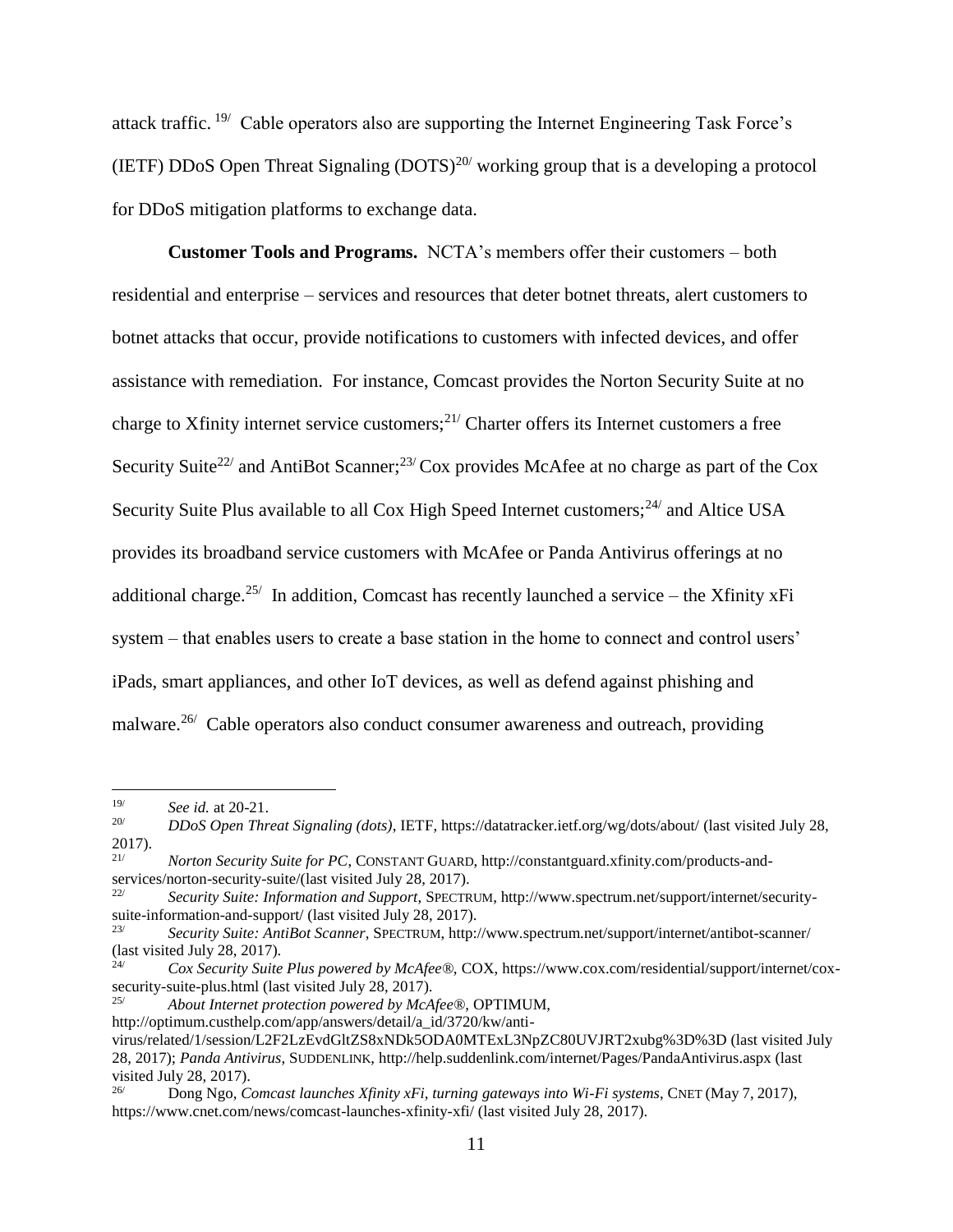attack traffic.[19] Cable operators also are supporting the Internet Engineering Task Force's (IETF) DDoS Open Threat Signaling (DOTS)[20] working group that is a developing a protocol for DDoS mitigation platforms to exchange data.

**Customer Tools and Programs.** NCTA's members offer their customers – both residential and enterprise – services and resources that deter botnet threats, alert customers to botnet attacks that occur, provide notifications to customers with infected devices, and offer assistance with remediation. For instance, Comcast provides the Norton Security Suite at no charge to Xfinity internet service customers;[21] Charter offers its Internet customers a free Security Suite[22] and AntiBot Scanner;[23] Cox provides McAfee at no charge as part of the Cox Security Suite Plus available to all Cox High Speed Internet customers;[24] and Altice USA provides its broadband service customers with McAfee or Panda Antivirus offerings at no additional charge.[25] In addition, Comcast has recently launched a service – the Xfinity xFi system – that enables users to create a base station in the home to connect and control users' iPads, smart appliances, and other IoT devices, as well as defend against phishing and malware.[26] Cable operators also conduct consumer awareness and outreach, providing

---

[19] *See id.* at 20-21.

[20] *DDoS Open Threat Signaling (dots)*, IETF, https://datatracker.ietf.org/wg/dots/about/ (last visited July 28, 2017).

[21] *Norton Security Suite for PC*, CONSTANT GUARD, http://constantguard.xfinity.com/products-and-services/norton-security-suite/(last visited July 28, 2017).

[22] *Security Suite: Information and Support*, SPECTRUM, http://www.spectrum.net/support/internet/security-suite-information-and-support/ (last visited July 28, 2017).

[23] *Security Suite: AntiBot Scanner*, SPECTRUM, http://www.spectrum.net/support/internet/antibot-scanner/ (last visited July 28, 2017).

[24] *Cox Security Suite Plus powered by McAfee®*, COX, https://www.cox.com/residential/support/internet/cox-security-suite-plus.html (last visited July 28, 2017).

[25] *About Internet protection powered by McAfee®*, OPTIMUM, http://optimum.custhelp.com/app/answers/detail/a_id/3720/kw/anti-virus/related/1/session/L2F2LzEvdGltZS8xNDk5ODA0MTExL3NpZC80UVJRT2xubg%3D%3D (last visited July 28, 2017); *Panda Antivirus*, SUDDENLINK, http://help.suddenlink.com/internet/Pages/PandaAntivirus.aspx (last visited July 28, 2017).

[26] Dong Ngo, *Comcast launches Xfinity xFi, turning gateways into Wi-Fi systems*, CNET (May 7, 2017), https://www.cnet.com/news/comcast-launches-xfinity-xfi/ (last visited July 28, 2017).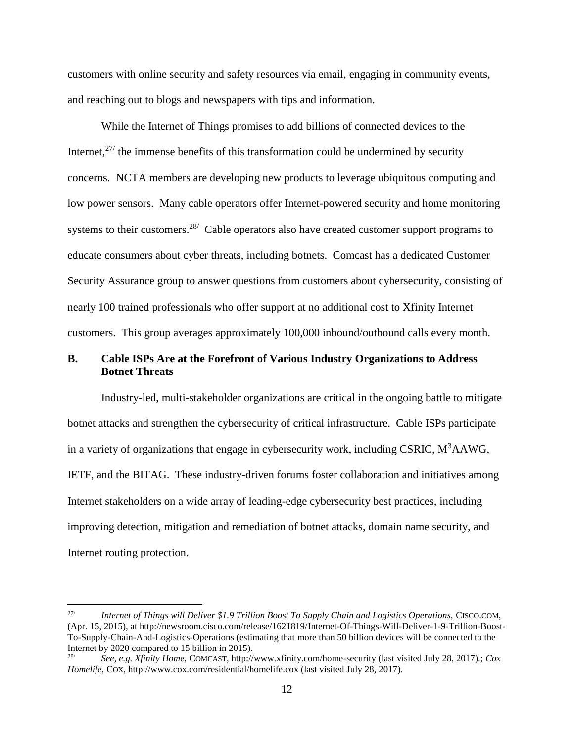customers with online security and safety resources via email, engaging in community events, and reaching out to blogs and newspapers with tips and information.

While the Internet of Things promises to add billions of connected devices to the Internet,[27/] the immense benefits of this transformation could be undermined by security concerns. NCTA members are developing new products to leverage ubiquitous computing and low power sensors. Many cable operators offer Internet-powered security and home monitoring systems to their customers.[28/] Cable operators also have created customer support programs to educate consumers about cyber threats, including botnets. Comcast has a dedicated Customer Security Assurance group to answer questions from customers about cybersecurity, consisting of nearly 100 trained professionals who offer support at no additional cost to Xfinity Internet customers. This group averages approximately 100,000 inbound/outbound calls every month.

### B. Cable ISPs Are at the Forefront of Various Industry Organizations to Address Botnet Threats

Industry-led, multi-stakeholder organizations are critical in the ongoing battle to mitigate botnet attacks and strengthen the cybersecurity of critical infrastructure. Cable ISPs participate in a variety of organizations that engage in cybersecurity work, including CSRIC, $M^3$AAWG, IETF, and the BITAG. These industry-driven forums foster collaboration and initiatives among Internet stakeholders on a wide array of leading-edge cybersecurity best practices, including improving detection, mitigation and remediation of botnet attacks, domain name security, and Internet routing protection.

---

[27/] *Internet of Things will Deliver $1.9 Trillion Boost To Supply Chain and Logistics Operations,* CISCO.COM, (Apr. 15, 2015), at http://newsroom.cisco.com/release/1621819/Internet-Of-Things-Will-Deliver-1-9-Trillion-Boost-To-Supply-Chain-And-Logistics-Operations (estimating that more than 50 billion devices will be connected to the Internet by 2020 compared to 15 billion in 2015).

[28/] *See, e.g. Xfinity Home,* COMCAST, http://www.xfinity.com/home-security (last visited July 28, 2017).; *Cox Homelife,* COX, http://www.cox.com/residential/homelife.cox (last visited July 28, 2017).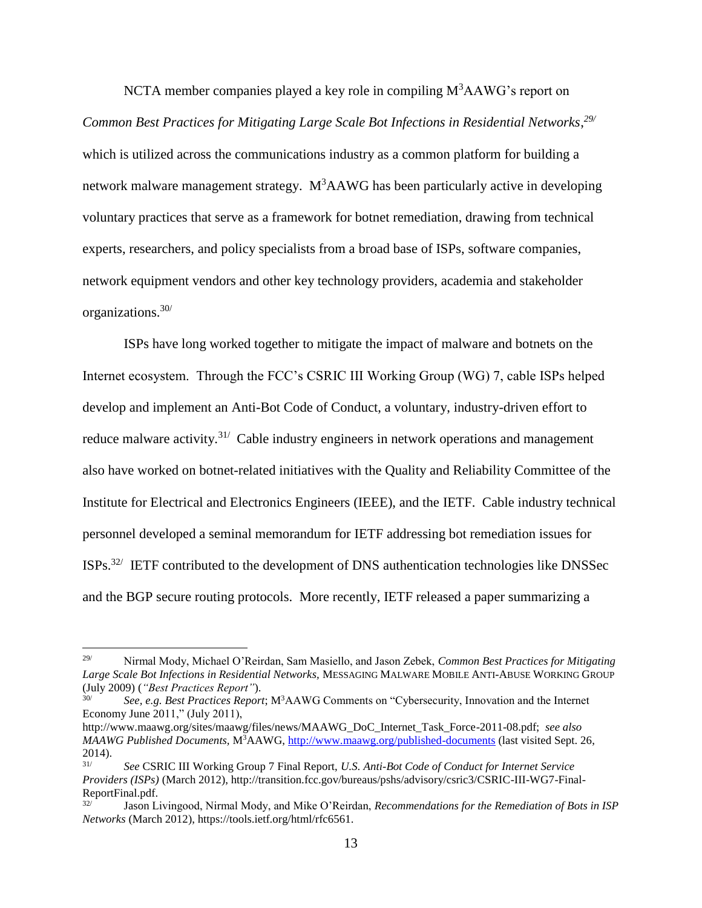NCTA member companies played a key role in compiling M$^3$AAWG's report on *Common Best Practices for Mitigating Large Scale Bot Infections in Residential Networks*,[29/] which is utilized across the communications industry as a common platform for building a network malware management strategy. M$^3$AAWG has been particularly active in developing voluntary practices that serve as a framework for botnet remediation, drawing from technical experts, researchers, and policy specialists from a broad base of ISPs, software companies, network equipment vendors and other key technology providers, academia and stakeholder organizations.[30/]

ISPs have long worked together to mitigate the impact of malware and botnets on the Internet ecosystem. Through the FCC's CSRIC III Working Group (WG) 7, cable ISPs helped develop and implement an Anti-Bot Code of Conduct, a voluntary, industry-driven effort to reduce malware activity.[31/] Cable industry engineers in network operations and management also have worked on botnet-related initiatives with the Quality and Reliability Committee of the Institute for Electrical and Electronics Engineers (IEEE), and the IETF. Cable industry technical personnel developed a seminal memorandum for IETF addressing bot remediation issues for ISPs.[32/] IETF contributed to the development of DNS authentication technologies like DNSSec and the BGP secure routing protocols. More recently, IETF released a paper summarizing a

---

[29/] Nirmal Mody, Michael O'Reirdan, Sam Masiello, and Jason Zebek, *Common Best Practices for Mitigating Large Scale Bot Infections in Residential Networks,* MESSAGING MALWARE MOBILE ANTI-ABUSE WORKING GROUP (July 2009) (*"Best Practices Report"*).

[30/] *See, e.g. Best Practices Report*; M$^3$AAWG Comments on "Cybersecurity, Innovation and the Internet Economy June 2011," (July 2011), http://www.maawg.org/sites/maawg/files/news/MAAWG_DoC_Internet_Task_Force-2011-08.pdf; *see also MAAWG Published Documents*, M$^3$AAWG, http://www.maawg.org/published-documents (last visited Sept. 26, 2014).

[31/] *See* CSRIC III Working Group 7 Final Report, *U.S. Anti-Bot Code of Conduct for Internet Service Providers (ISPs)* (March 2012), http://transition.fcc.gov/bureaus/pshs/advisory/csric3/CSRIC-III-WG7-Final-ReportFinal.pdf.

[32/] Jason Livingood, Nirmal Mody, and Mike O'Reirdan, *Recommendations for the Remediation of Bots in ISP Networks* (March 2012), https://tools.ietf.org/html/rfc6561.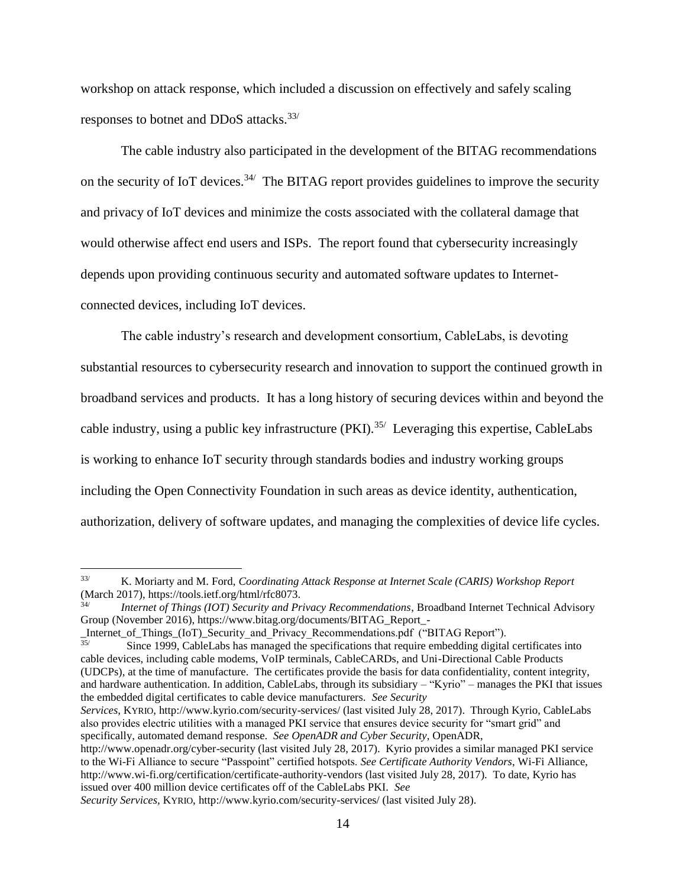workshop on attack response, which included a discussion on effectively and safely scaling responses to botnet and DDoS attacks.[33/]

The cable industry also participated in the development of the BITAG recommendations on the security of IoT devices.[34/] The BITAG report provides guidelines to improve the security and privacy of IoT devices and minimize the costs associated with the collateral damage that would otherwise affect end users and ISPs. The report found that cybersecurity increasingly depends upon providing continuous security and automated software updates to Internet-connected devices, including IoT devices.

The cable industry's research and development consortium, CableLabs, is devoting substantial resources to cybersecurity research and innovation to support the continued growth in broadband services and products. It has a long history of securing devices within and beyond the cable industry, using a public key infrastructure (PKI).[35/] Leveraging this expertise, CableLabs is working to enhance IoT security through standards bodies and industry working groups including the Open Connectivity Foundation in such areas as device identity, authentication, authorization, delivery of software updates, and managing the complexities of device life cycles.

---

[33/] K. Moriarty and M. Ford, *Coordinating Attack Response at Internet Scale (CARIS) Workshop Report* (March 2017), https://tools.ietf.org/html/rfc8073.

[34/] *Internet of Things (IOT) Security and Privacy Recommendations*, Broadband Internet Technical Advisory Group (November 2016), https://www.bitag.org/documents/BITAG_Report_-_Internet_of_Things_(IoT)_Security_and_Privacy_Recommendations.pdf ("BITAG Report").

[35/] Since 1999, CableLabs has managed the specifications that require embedding digital certificates into cable devices, including cable modems, VoIP terminals, CableCARDs, and Uni-Directional Cable Products (UDCPs), at the time of manufacture. The certificates provide the basis for data confidentiality, content integrity, and hardware authentication. In addition, CableLabs, through its subsidiary – "Kyrio" – manages the PKI that issues the embedded digital certificates to cable device manufacturers. *See Security Services*, KYRIO, http://www.kyrio.com/security-services/ (last visited July 28, 2017). Through Kyrio, CableLabs also provides electric utilities with a managed PKI service that ensures device security for "smart grid" and specifically, automated demand response. *See OpenADR and Cyber Security*, OpenADR, http://www.openadr.org/cyber-security (last visited July 28, 2017). Kyrio provides a similar managed PKI service to the Wi-Fi Alliance to secure "Passpoint" certified hotspots. *See Certificate Authority Vendors*, Wi-Fi Alliance, http://www.wi-fi.org/certification/certificate-authority-vendors (last visited July 28, 2017). To date, Kyrio has issued over 400 million device certificates off of the CableLabs PKI. *See Security Services*, KYRIO, http://www.kyrio.com/security-services/ (last visited July 28).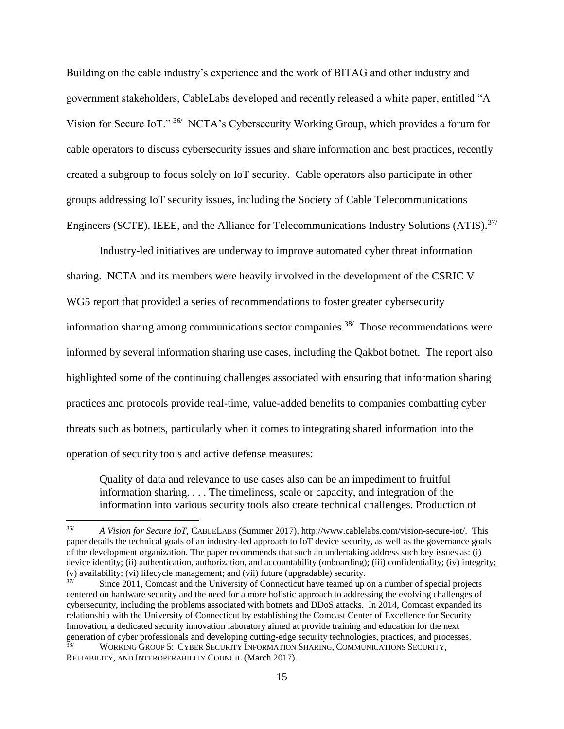Building on the cable industry's experience and the work of BITAG and other industry and government stakeholders, CableLabs developed and recently released a white paper, entitled "A Vision for Secure IoT."[36/] NCTA's Cybersecurity Working Group, which provides a forum for cable operators to discuss cybersecurity issues and share information and best practices, recently created a subgroup to focus solely on IoT security. Cable operators also participate in other groups addressing IoT security issues, including the Society of Cable Telecommunications Engineers (SCTE), IEEE, and the Alliance for Telecommunications Industry Solutions (ATIS).[37/]

Industry-led initiatives are underway to improve automated cyber threat information sharing. NCTA and its members were heavily involved in the development of the CSRIC V WG5 report that provided a series of recommendations to foster greater cybersecurity information sharing among communications sector companies.[38/] Those recommendations were informed by several information sharing use cases, including the Qakbot botnet. The report also highlighted some of the continuing challenges associated with ensuring that information sharing practices and protocols provide real-time, value-added benefits to companies combatting cyber threats such as botnets, particularly when it comes to integrating shared information into the operation of security tools and active defense measures:

> Quality of data and relevance to use cases also can be an impediment to fruitful information sharing. . . . The timeliness, scale or capacity, and integration of the information into various security tools also create technical challenges. Production of

---

[36/] *A Vision for Secure IoT,* CableLabs (Summer 2017), http://www.cablelabs.com/vision-secure-iot/. This paper details the technical goals of an industry-led approach to IoT device security, as well as the governance goals of the development organization. The paper recommends that such an undertaking address such key issues as: (i) device identity; (ii) authentication, authorization, and accountability (onboarding); (iii) confidentiality; (iv) integrity; (v) availability; (vi) lifecycle management; and (vii) future (upgradable) security.

[37/] Since 2011, Comcast and the University of Connecticut have teamed up on a number of special projects centered on hardware security and the need for a more holistic approach to addressing the evolving challenges of cybersecurity, including the problems associated with botnets and DDoS attacks. In 2014, Comcast expanded its relationship with the University of Connecticut by establishing the Comcast Center of Excellence for Security Innovation, a dedicated security innovation laboratory aimed at provide training and education for the next generation of cyber professionals and developing cutting-edge security technologies, practices, and processes.

[38/] Working Group 5: Cyber Security Information Sharing, Communications Security, Reliability, and Interoperability Council (March 2017).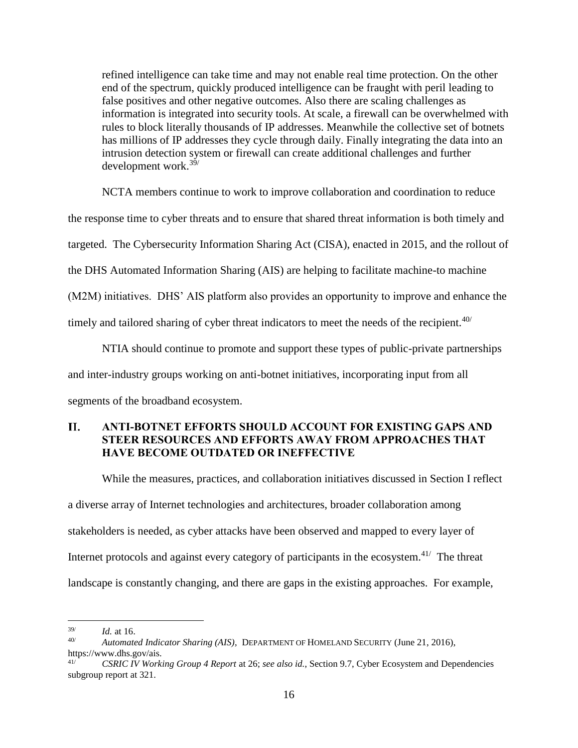> refined intelligence can take time and may not enable real time protection. On the other end of the spectrum, quickly produced intelligence can be fraught with peril leading to false positives and other negative outcomes. Also there are scaling challenges as information is integrated into security tools. At scale, a firewall can be overwhelmed with rules to block literally thousands of IP addresses. Meanwhile the collective set of botnets has millions of IP addresses they cycle through daily. Finally integrating the data into an intrusion detection system or firewall can create additional challenges and further development work.[39/]

NCTA members continue to work to improve collaboration and coordination to reduce the response time to cyber threats and to ensure that shared threat information is both timely and targeted. The Cybersecurity Information Sharing Act (CISA), enacted in 2015, and the rollout of the DHS Automated Information Sharing (AIS) are helping to facilitate machine-to machine (M2M) initiatives. DHS' AIS platform also provides an opportunity to improve and enhance the timely and tailored sharing of cyber threat indicators to meet the needs of the recipient.[40/]

NTIA should continue to promote and support these types of public-private partnerships and inter-industry groups working on anti-botnet initiatives, incorporating input from all segments of the broadband ecosystem.

## II. ANTI-BOTNET EFFORTS SHOULD ACCOUNT FOR EXISTING GAPS AND STEER RESOURCES AND EFFORTS AWAY FROM APPROACHES THAT HAVE BECOME OUTDATED OR INEFFECTIVE

While the measures, practices, and collaboration initiatives discussed in Section I reflect a diverse array of Internet technologies and architectures, broader collaboration among stakeholders is needed, as cyber attacks have been observed and mapped to every layer of Internet protocols and against every category of participants in the ecosystem.[41/] The threat landscape is constantly changing, and there are gaps in the existing approaches. For example,

---

[39/] *Id.* at 16.

[40/] *Automated Indicator Sharing (AIS)*, DEPARTMENT OF HOMELAND SECURITY (June 21, 2016), https://www.dhs.gov/ais.

[41/] *CSRIC IV Working Group 4 Report* at 26; *see also id.*, Section 9.7, Cyber Ecosystem and Dependencies subgroup report at 321.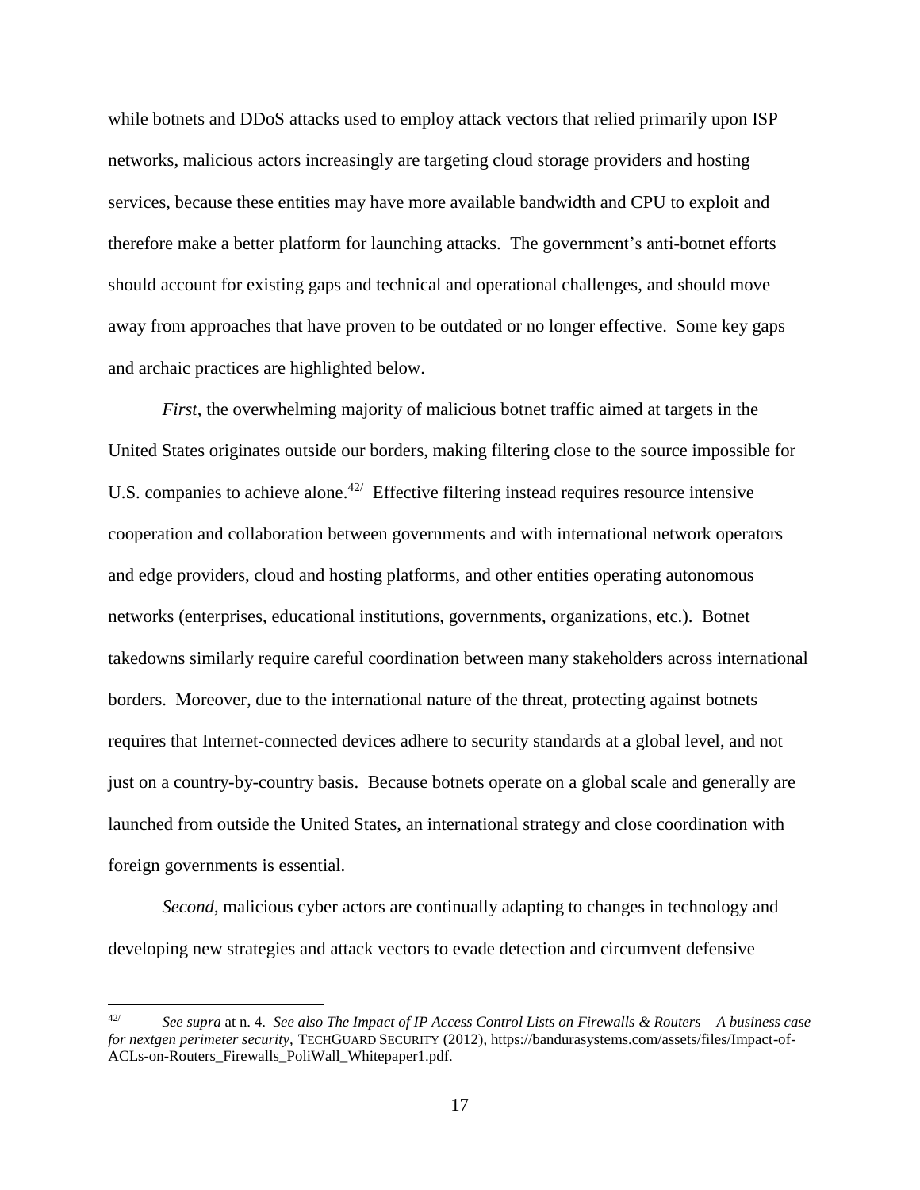while botnets and DDoS attacks used to employ attack vectors that relied primarily upon ISP networks, malicious actors increasingly are targeting cloud storage providers and hosting services, because these entities may have more available bandwidth and CPU to exploit and therefore make a better platform for launching attacks. The government's anti-botnet efforts should account for existing gaps and technical and operational challenges, and should move away from approaches that have proven to be outdated or no longer effective. Some key gaps and archaic practices are highlighted below.

*First*, the overwhelming majority of malicious botnet traffic aimed at targets in the United States originates outside our borders, making filtering close to the source impossible for U.S. companies to achieve alone.[42/] Effective filtering instead requires resource intensive cooperation and collaboration between governments and with international network operators and edge providers, cloud and hosting platforms, and other entities operating autonomous networks (enterprises, educational institutions, governments, organizations, etc.). Botnet takedowns similarly require careful coordination between many stakeholders across international borders. Moreover, due to the international nature of the threat, protecting against botnets requires that Internet-connected devices adhere to security standards at a global level, and not just on a country-by-country basis. Because botnets operate on a global scale and generally are launched from outside the United States, an international strategy and close coordination with foreign governments is essential.

*Second*, malicious cyber actors are continually adapting to changes in technology and developing new strategies and attack vectors to evade detection and circumvent defensive

---

[42/] *See supra* at n. 4. *See also The Impact of IP Access Control Lists on Firewalls & Routers – A business case for nextgen perimeter security*, TECHGUARD SECURITY (2012), https://bandurasystems.com/assets/files/Impact-of-ACLs-on-Routers_Firewalls_PoliWall_Whitepaper1.pdf.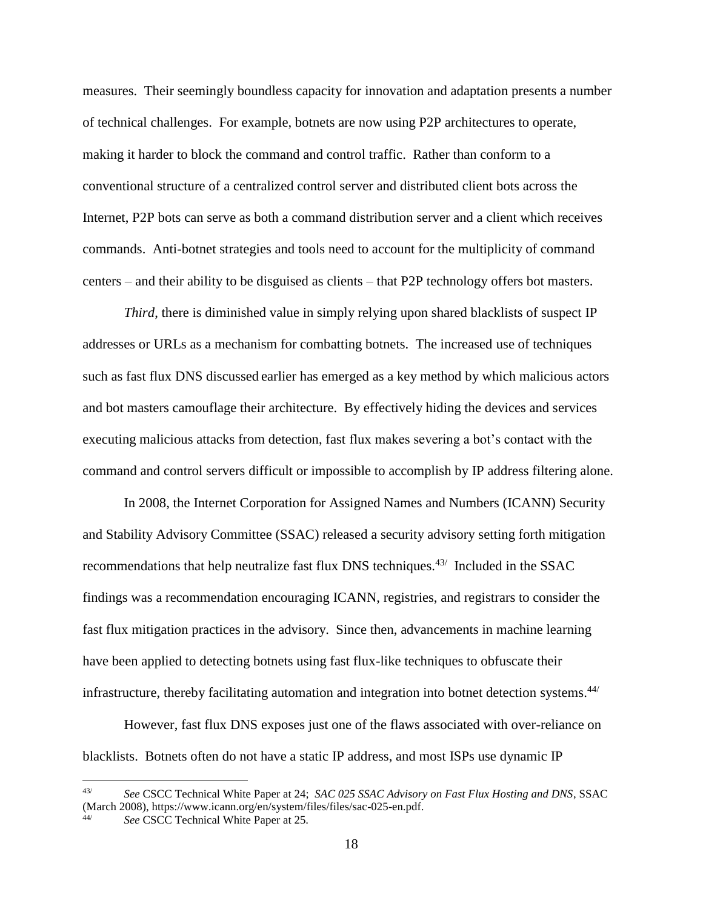measures. Their seemingly boundless capacity for innovation and adaptation presents a number of technical challenges. For example, botnets are now using P2P architectures to operate, making it harder to block the command and control traffic. Rather than conform to a conventional structure of a centralized control server and distributed client bots across the Internet, P2P bots can serve as both a command distribution server and a client which receives commands. Anti-botnet strategies and tools need to account for the multiplicity of command centers – and their ability to be disguised as clients – that P2P technology offers bot masters.

*Third*, there is diminished value in simply relying upon shared blacklists of suspect IP addresses or URLs as a mechanism for combatting botnets. The increased use of techniques such as fast flux DNS discussed earlier has emerged as a key method by which malicious actors and bot masters camouflage their architecture. By effectively hiding the devices and services executing malicious attacks from detection, fast flux makes severing a bot's contact with the command and control servers difficult or impossible to accomplish by IP address filtering alone.

In 2008, the Internet Corporation for Assigned Names and Numbers (ICANN) Security and Stability Advisory Committee (SSAC) released a security advisory setting forth mitigation recommendations that help neutralize fast flux DNS techniques.[43] Included in the SSAC findings was a recommendation encouraging ICANN, registries, and registrars to consider the fast flux mitigation practices in the advisory. Since then, advancements in machine learning have been applied to detecting botnets using fast flux-like techniques to obfuscate their infrastructure, thereby facilitating automation and integration into botnet detection systems.[44]

However, fast flux DNS exposes just one of the flaws associated with over-reliance on blacklists. Botnets often do not have a static IP address, and most ISPs use dynamic IP

---

[43] *See* CSCC Technical White Paper at 24; *SAC 025 SSAC Advisory on Fast Flux Hosting and DNS*, SSAC (March 2008), https://www.icann.org/en/system/files/files/sac-025-en.pdf.

[44] *See* CSCC Technical White Paper at 25.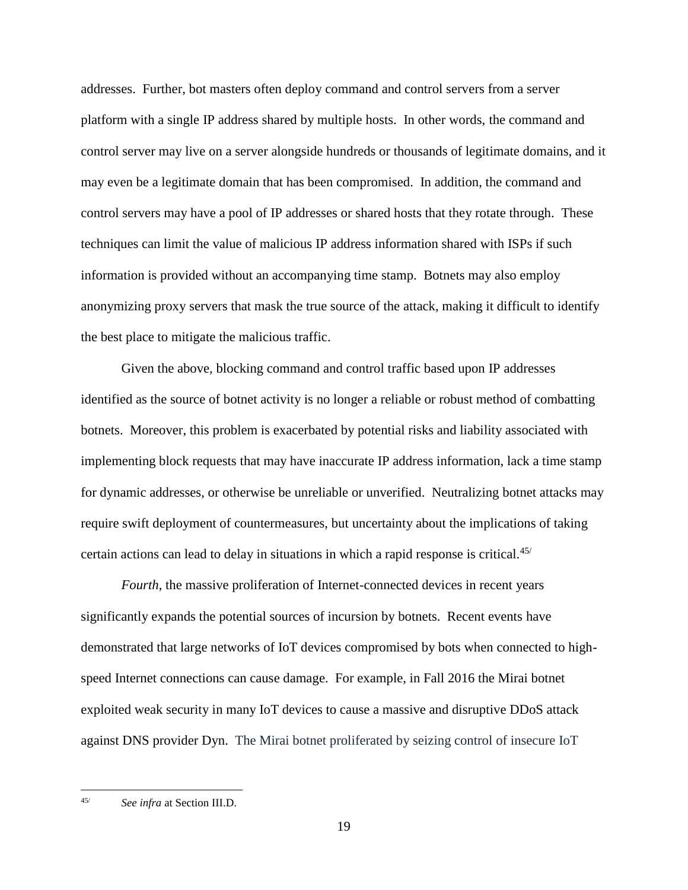addresses. Further, bot masters often deploy command and control servers from a server platform with a single IP address shared by multiple hosts. In other words, the command and control server may live on a server alongside hundreds or thousands of legitimate domains, and it may even be a legitimate domain that has been compromised. In addition, the command and control servers may have a pool of IP addresses or shared hosts that they rotate through. These techniques can limit the value of malicious IP address information shared with ISPs if such information is provided without an accompanying time stamp. Botnets may also employ anonymizing proxy servers that mask the true source of the attack, making it difficult to identify the best place to mitigate the malicious traffic.

Given the above, blocking command and control traffic based upon IP addresses identified as the source of botnet activity is no longer a reliable or robust method of combatting botnets. Moreover, this problem is exacerbated by potential risks and liability associated with implementing block requests that may have inaccurate IP address information, lack a time stamp for dynamic addresses, or otherwise be unreliable or unverified. Neutralizing botnet attacks may require swift deployment of countermeasures, but uncertainty about the implications of taking certain actions can lead to delay in situations in which a rapid response is critical.[45/]

*Fourth*, the massive proliferation of Internet-connected devices in recent years significantly expands the potential sources of incursion by botnets. Recent events have demonstrated that large networks of IoT devices compromised by bots when connected to high-speed Internet connections can cause damage. For example, in Fall 2016 the Mirai botnet exploited weak security in many IoT devices to cause a massive and disruptive DDoS attack against DNS provider Dyn. The Mirai botnet proliferated by seizing control of insecure IoT

---

[45/] *See infra* at Section III.D.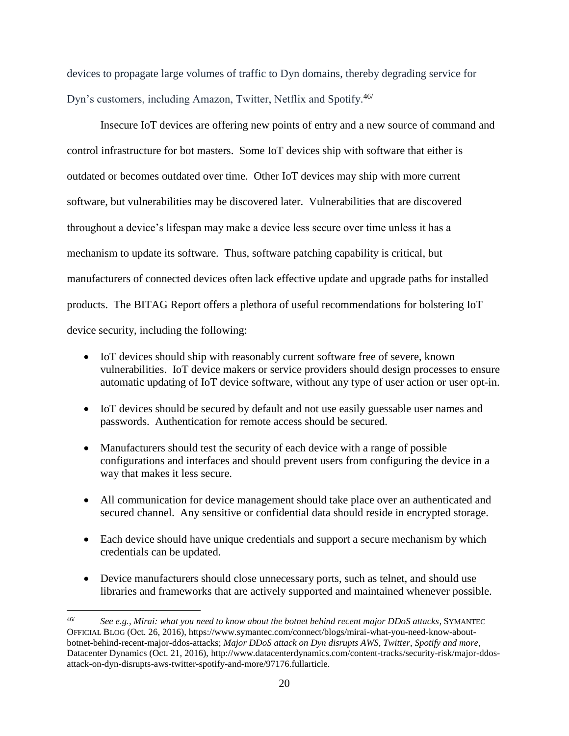devices to propagate large volumes of traffic to Dyn domains, thereby degrading service for Dyn's customers, including Amazon, Twitter, Netflix and Spotify.[46]

Insecure IoT devices are offering new points of entry and a new source of command and control infrastructure for bot masters. Some IoT devices ship with software that either is outdated or becomes outdated over time. Other IoT devices may ship with more current software, but vulnerabilities may be discovered later. Vulnerabilities that are discovered throughout a device's lifespan may make a device less secure over time unless it has a mechanism to update its software. Thus, software patching capability is critical, but manufacturers of connected devices often lack effective update and upgrade paths for installed products. The BITAG Report offers a plethora of useful recommendations for bolstering IoT device security, including the following:

- IoT devices should ship with reasonably current software free of severe, known vulnerabilities. IoT device makers or service providers should design processes to ensure automatic updating of IoT device software, without any type of user action or user opt-in.
- IoT devices should be secured by default and not use easily guessable user names and passwords. Authentication for remote access should be secured.
- Manufacturers should test the security of each device with a range of possible configurations and interfaces and should prevent users from configuring the device in a way that makes it less secure.
- All communication for device management should take place over an authenticated and secured channel. Any sensitive or confidential data should reside in encrypted storage.
- Each device should have unique credentials and support a secure mechanism by which credentials can be updated.
- Device manufacturers should close unnecessary ports, such as telnet, and should use libraries and frameworks that are actively supported and maintained whenever possible.

---

[46] *See e.g.*, *Mirai: what you need to know about the botnet behind recent major DDoS attacks*, SYMANTEC OFFICIAL BLOG (Oct. 26, 2016), https://www.symantec.com/connect/blogs/mirai-what-you-need-know-about-botnet-behind-recent-major-ddos-attacks; *Major DDoS attack on Dyn disrupts AWS, Twitter, Spotify and more*, Datacenter Dynamics (Oct. 21, 2016), http://www.datacenterdynamics.com/content-tracks/security-risk/major-ddos-attack-on-dyn-disrupts-aws-twitter-spotify-and-more/97176.fullarticle.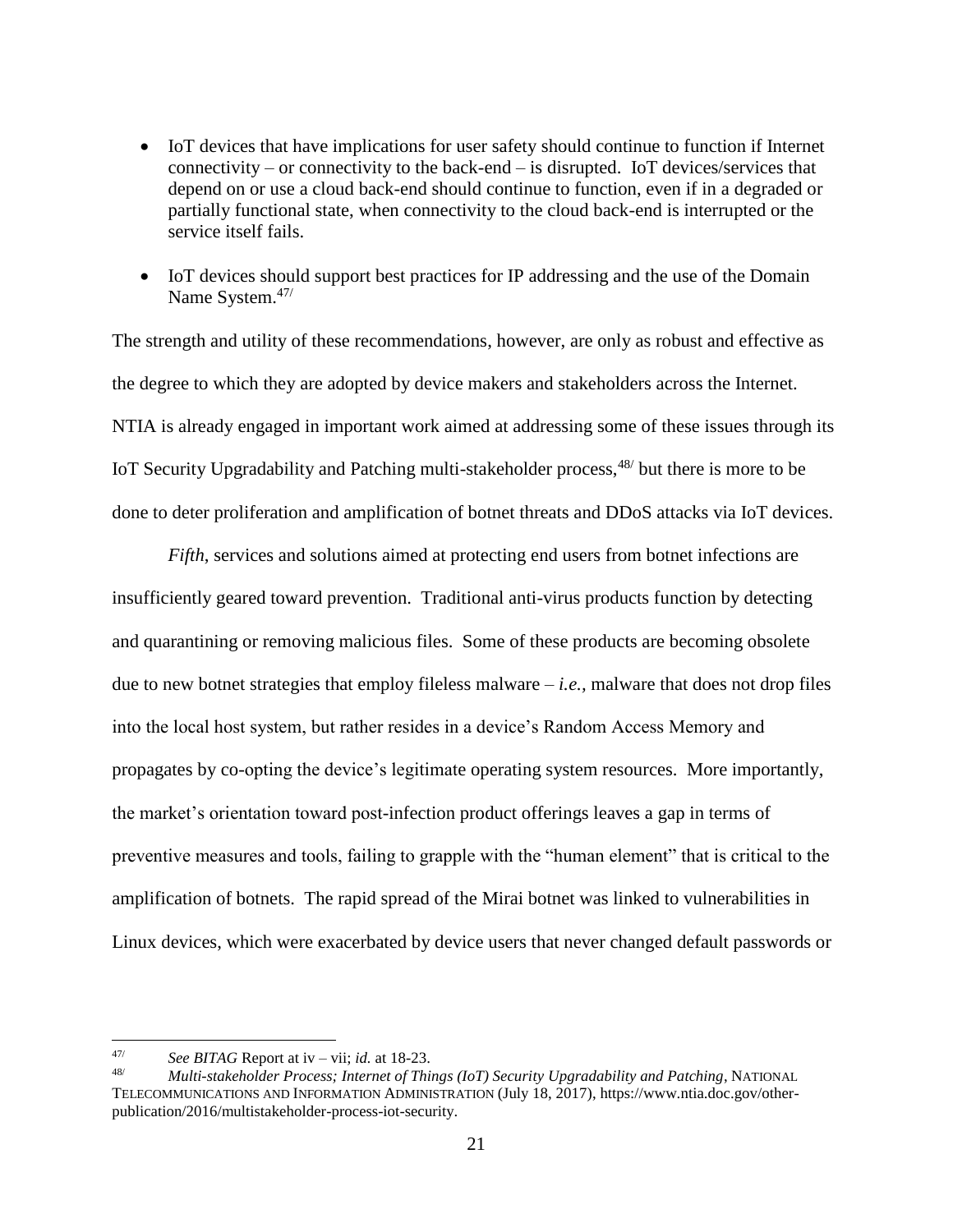- IoT devices that have implications for user safety should continue to function if Internet connectivity – or connectivity to the back-end – is disrupted. IoT devices/services that depend on or use a cloud back-end should continue to function, even if in a degraded or partially functional state, when connectivity to the cloud back-end is interrupted or the service itself fails.
- IoT devices should support best practices for IP addressing and the use of the Domain Name System.[47/]

The strength and utility of these recommendations, however, are only as robust and effective as the degree to which they are adopted by device makers and stakeholders across the Internet. NTIA is already engaged in important work aimed at addressing some of these issues through its IoT Security Upgradability and Patching multi-stakeholder process,[48/] but there is more to be done to deter proliferation and amplification of botnet threats and DDoS attacks via IoT devices.

*Fifth*, services and solutions aimed at protecting end users from botnet infections are insufficiently geared toward prevention. Traditional anti-virus products function by detecting and quarantining or removing malicious files. Some of these products are becoming obsolete due to new botnet strategies that employ fileless malware – *i.e.*, malware that does not drop files into the local host system, but rather resides in a device's Random Access Memory and propagates by co-opting the device's legitimate operating system resources. More importantly, the market's orientation toward post-infection product offerings leaves a gap in terms of preventive measures and tools, failing to grapple with the "human element" that is critical to the amplification of botnets. The rapid spread of the Mirai botnet was linked to vulnerabilities in Linux devices, which were exacerbated by device users that never changed default passwords or

---

47/ *See BITAG* Report at iv – vii; *id.* at 18-23.

48/ *Multi-stakeholder Process; Internet of Things (IoT) Security Upgradability and Patching*, NATIONAL TELECOMMUNICATIONS AND INFORMATION ADMINISTRATION (July 18, 2017), https://www.ntia.doc.gov/other-publication/2016/multistakeholder-process-iot-security.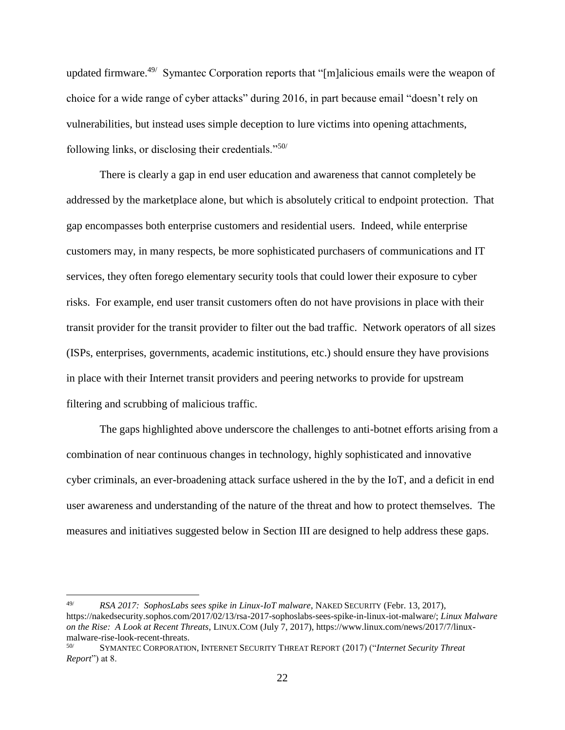updated firmware.[49] Symantec Corporation reports that "[m]alicious emails were the weapon of choice for a wide range of cyber attacks" during 2016, in part because email "doesn't rely on vulnerabilities, but instead uses simple deception to lure victims into opening attachments, following links, or disclosing their credentials."[50]

There is clearly a gap in end user education and awareness that cannot completely be addressed by the marketplace alone, but which is absolutely critical to endpoint protection. That gap encompasses both enterprise customers and residential users. Indeed, while enterprise customers may, in many respects, be more sophisticated purchasers of communications and IT services, they often forego elementary security tools that could lower their exposure to cyber risks. For example, end user transit customers often do not have provisions in place with their transit provider for the transit provider to filter out the bad traffic. Network operators of all sizes (ISPs, enterprises, governments, academic institutions, etc.) should ensure they have provisions in place with their Internet transit providers and peering networks to provide for upstream filtering and scrubbing of malicious traffic.

The gaps highlighted above underscore the challenges to anti-botnet efforts arising from a combination of near continuous changes in technology, highly sophisticated and innovative cyber criminals, an ever-broadening attack surface ushered in the by the IoT, and a deficit in end user awareness and understanding of the nature of the threat and how to protect themselves. The measures and initiatives suggested below in Section III are designed to help address these gaps.

---

[49] *RSA 2017: SophosLabs sees spike in Linux-IoT malware*, NAKED SECURITY (Febr. 13, 2017), https://nakedsecurity.sophos.com/2017/02/13/rsa-2017-sophoslabs-sees-spike-in-linux-iot-malware/; *Linux Malware on the Rise: A Look at Recent Threats*, LINUX.COM (July 7, 2017), https://www.linux.com/news/2017/7/linux-malware-rise-look-recent-threats.

[50] SYMANTEC CORPORATION, INTERNET SECURITY THREAT REPORT (2017) ("*Internet Security Threat Report*") at 8.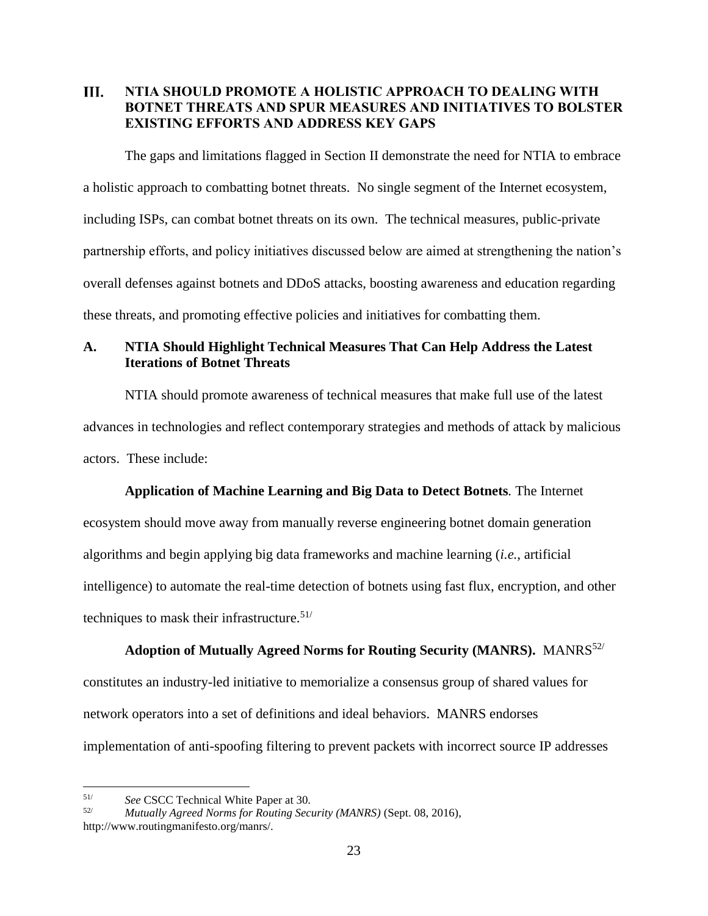## III. NTIA SHOULD PROMOTE A HOLISTIC APPROACH TO DEALING WITH BOTNET THREATS AND SPUR MEASURES AND INITIATIVES TO BOLSTER EXISTING EFFORTS AND ADDRESS KEY GAPS

The gaps and limitations flagged in Section II demonstrate the need for NTIA to embrace a holistic approach to combatting botnet threats. No single segment of the Internet ecosystem, including ISPs, can combat botnet threats on its own. The technical measures, public-private partnership efforts, and policy initiatives discussed below are aimed at strengthening the nation's overall defenses against botnets and DDoS attacks, boosting awareness and education regarding these threats, and promoting effective policies and initiatives for combatting them.

### A. NTIA Should Highlight Technical Measures That Can Help Address the Latest Iterations of Botnet Threats

NTIA should promote awareness of technical measures that make full use of the latest advances in technologies and reflect contemporary strategies and methods of attack by malicious actors. These include:

**Application of Machine Learning and Big Data to Detect Botnets***.* The Internet ecosystem should move away from manually reverse engineering botnet domain generation algorithms and begin applying big data frameworks and machine learning (*i.e.*, artificial intelligence) to automate the real-time detection of botnets using fast flux, encryption, and other techniques to mask their infrastructure.[51/]

**Adoption of Mutually Agreed Norms for Routing Security (MANRS).** MANRS[52/] constitutes an industry-led initiative to memorialize a consensus group of shared values for network operators into a set of definitions and ideal behaviors. MANRS endorses implementation of anti-spoofing filtering to prevent packets with incorrect source IP addresses

---

[51/] *See* CSCC Technical White Paper at 30.

[52/] *Mutually Agreed Norms for Routing Security (MANRS)* (Sept. 08, 2016), http://www.routingmanifesto.org/manrs/.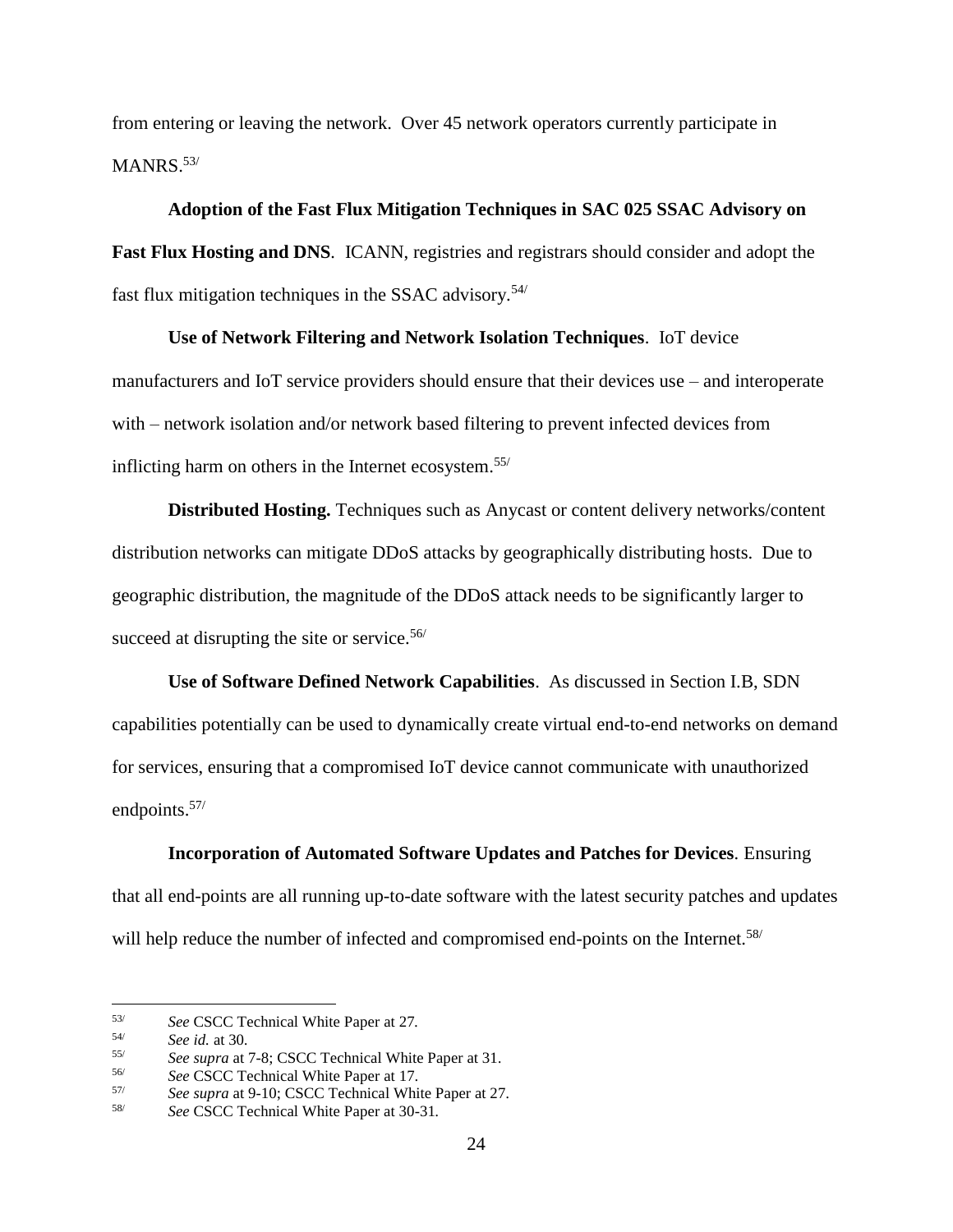from entering or leaving the network. Over 45 network operators currently participate in MANRS.[53]

**Adoption of the Fast Flux Mitigation Techniques in SAC 025 SSAC Advisory on Fast Flux Hosting and DNS**. ICANN, registries and registrars should consider and adopt the fast flux mitigation techniques in the SSAC advisory.[54]

**Use of Network Filtering and Network Isolation Techniques**. IoT device manufacturers and IoT service providers should ensure that their devices use – and interoperate with – network isolation and/or network based filtering to prevent infected devices from inflicting harm on others in the Internet ecosystem.[55]

**Distributed Hosting.** Techniques such as Anycast or content delivery networks/content distribution networks can mitigate DDoS attacks by geographically distributing hosts. Due to geographic distribution, the magnitude of the DDoS attack needs to be significantly larger to succeed at disrupting the site or service.[56]

**Use of Software Defined Network Capabilities**. As discussed in Section I.B, SDN capabilities potentially can be used to dynamically create virtual end-to-end networks on demand for services, ensuring that a compromised IoT device cannot communicate with unauthorized endpoints.[57]

**Incorporation of Automated Software Updates and Patches for Devices**. Ensuring that all end-points are all running up-to-date software with the latest security patches and updates will help reduce the number of infected and compromised end-points on the Internet.[58]

---

[53] *See* CSCC Technical White Paper at 27.

[54] *See id.* at 30.

[55] *See supra* at 7-8; CSCC Technical White Paper at 31.

[56] *See* CSCC Technical White Paper at 17.

[57] *See supra* at 9-10; CSCC Technical White Paper at 27.

[58] *See* CSCC Technical White Paper at 30-31.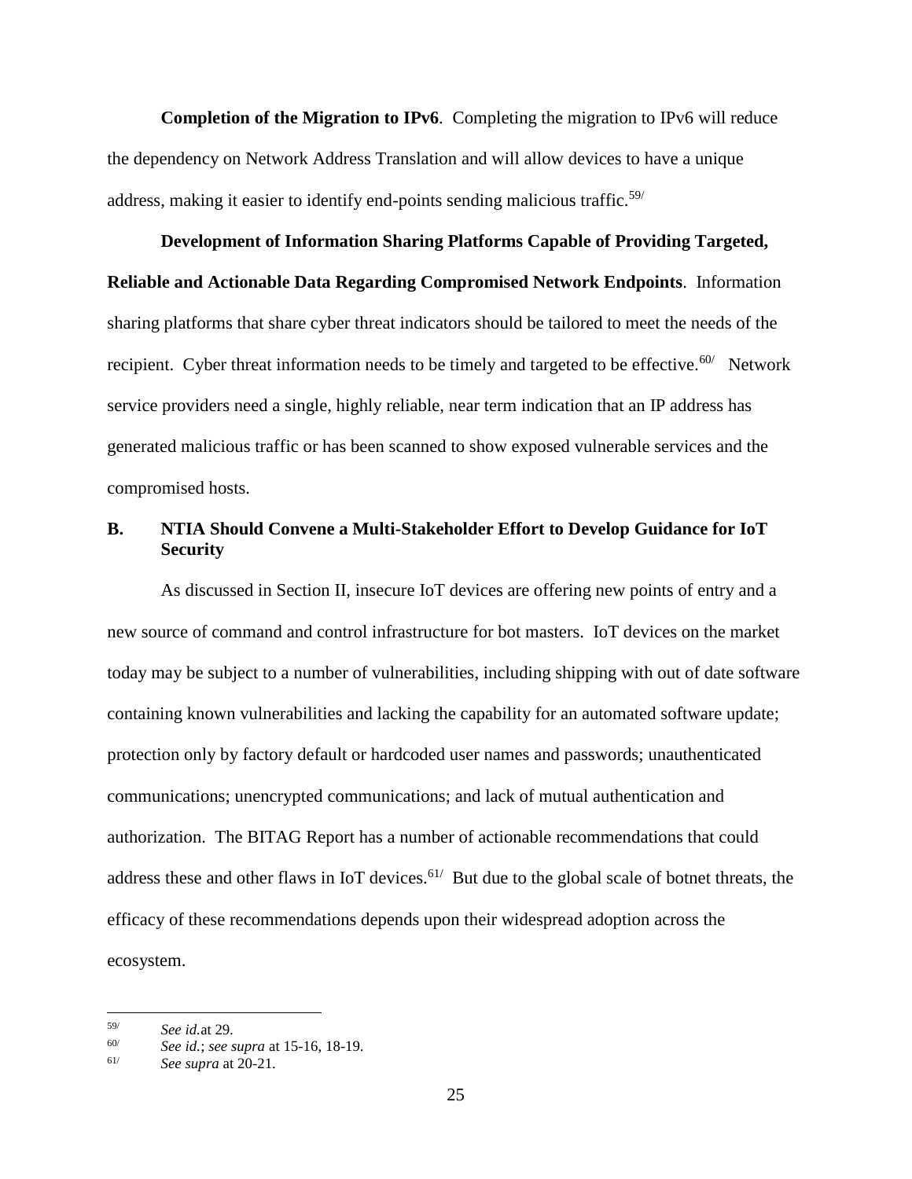**Completion of the Migration to IPv6**. Completing the migration to IPv6 will reduce the dependency on Network Address Translation and will allow devices to have a unique address, making it easier to identify end-points sending malicious traffic.[59/]

**Development of Information Sharing Platforms Capable of Providing Targeted, Reliable and Actionable Data Regarding Compromised Network Endpoints**. Information sharing platforms that share cyber threat indicators should be tailored to meet the needs of the recipient. Cyber threat information needs to be timely and targeted to be effective.[60/] Network service providers need a single, highly reliable, near term indication that an IP address has generated malicious traffic or has been scanned to show exposed vulnerable services and the compromised hosts.

## B. NTIA Should Convene a Multi-Stakeholder Effort to Develop Guidance for IoT Security

As discussed in Section II, insecure IoT devices are offering new points of entry and a new source of command and control infrastructure for bot masters. IoT devices on the market today may be subject to a number of vulnerabilities, including shipping with out of date software containing known vulnerabilities and lacking the capability for an automated software update; protection only by factory default or hardcoded user names and passwords; unauthenticated communications; unencrypted communications; and lack of mutual authentication and authorization. The BITAG Report has a number of actionable recommendations that could address these and other flaws in IoT devices.[61/] But due to the global scale of botnet threats, the efficacy of these recommendations depends upon their widespread adoption across the ecosystem.

---

[59/] *See id.*at 29.

[60/] *See id.*; *see supra* at 15-16, 18-19.

[61/] *See supra* at 20-21.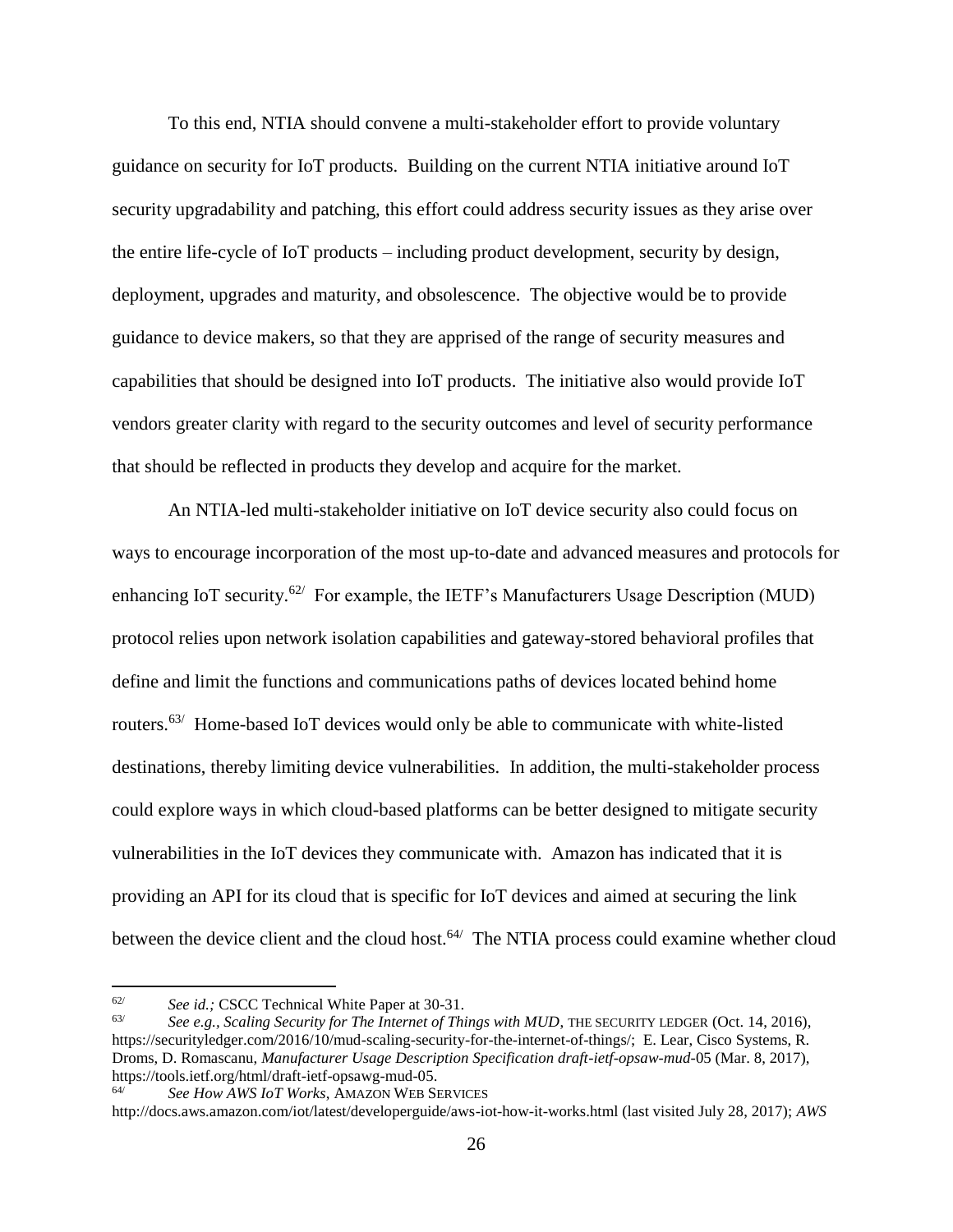To this end, NTIA should convene a multi-stakeholder effort to provide voluntary guidance on security for IoT products. Building on the current NTIA initiative around IoT security upgradability and patching, this effort could address security issues as they arise over the entire life-cycle of IoT products – including product development, security by design, deployment, upgrades and maturity, and obsolescence. The objective would be to provide guidance to device makers, so that they are apprised of the range of security measures and capabilities that should be designed into IoT products. The initiative also would provide IoT vendors greater clarity with regard to the security outcomes and level of security performance that should be reflected in products they develop and acquire for the market.

An NTIA-led multi-stakeholder initiative on IoT device security also could focus on ways to encourage incorporation of the most up-to-date and advanced measures and protocols for enhancing IoT security.[62/] For example, the IETF's Manufacturers Usage Description (MUD) protocol relies upon network isolation capabilities and gateway-stored behavioral profiles that define and limit the functions and communications paths of devices located behind home routers.[63/] Home-based IoT devices would only be able to communicate with white-listed destinations, thereby limiting device vulnerabilities. In addition, the multi-stakeholder process could explore ways in which cloud-based platforms can be better designed to mitigate security vulnerabilities in the IoT devices they communicate with. Amazon has indicated that it is providing an API for its cloud that is specific for IoT devices and aimed at securing the link between the device client and the cloud host.[64/] The NTIA process could examine whether cloud

---

[62/] *See id.;* CSCC Technical White Paper at 30-31.

[63/] *See e.g.*, *Scaling Security for The Internet of Things with MUD*, THE SECURITY LEDGER (Oct. 14, 2016), https://securityledger.com/2016/10/mud-scaling-security-for-the-internet-of-things/; E. Lear, Cisco Systems, R. Droms, D. Romascanu, *Manufacturer Usage Description Specification draft-ietf-opsaw-mud-*05 (Mar. 8, 2017), https://tools.ietf.org/html/draft-ietf-opsawg-mud-05.

[64/] *See How AWS IoT Works*, AMAZON WEB SERVICES http://docs.aws.amazon.com/iot/latest/developerguide/aws-iot-how-it-works.html (last visited July 28, 2017); *AWS*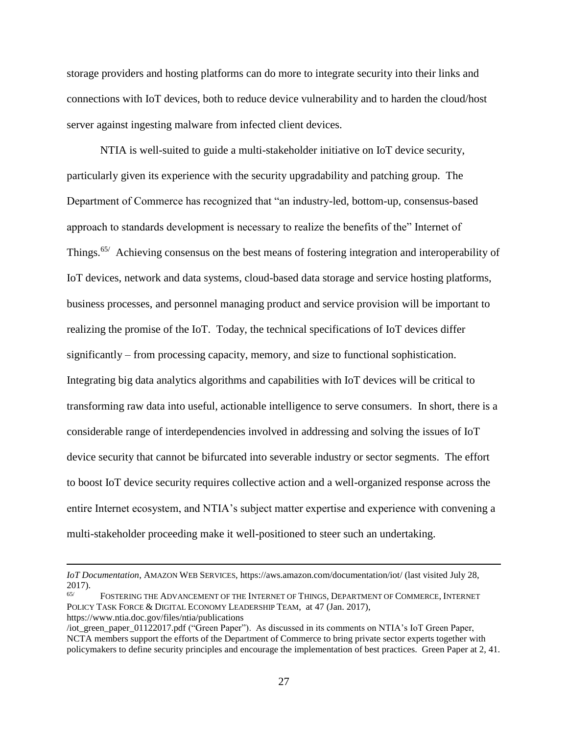storage providers and hosting platforms can do more to integrate security into their links and connections with IoT devices, both to reduce device vulnerability and to harden the cloud/host server against ingesting malware from infected client devices.

NTIA is well-suited to guide a multi-stakeholder initiative on IoT device security, particularly given its experience with the security upgradability and patching group. The Department of Commerce has recognized that "an industry-led, bottom-up, consensus-based approach to standards development is necessary to realize the benefits of the" Internet of Things.[65/] Achieving consensus on the best means of fostering integration and interoperability of IoT devices, network and data systems, cloud-based data storage and service hosting platforms, business processes, and personnel managing product and service provision will be important to realizing the promise of the IoT. Today, the technical specifications of IoT devices differ significantly – from processing capacity, memory, and size to functional sophistication. Integrating big data analytics algorithms and capabilities with IoT devices will be critical to transforming raw data into useful, actionable intelligence to serve consumers. In short, there is a considerable range of interdependencies involved in addressing and solving the issues of IoT device security that cannot be bifurcated into severable industry or sector segments. The effort to boost IoT device security requires collective action and a well-organized response across the entire Internet ecosystem, and NTIA's subject matter expertise and experience with convening a multi-stakeholder proceeding make it well-positioned to steer such an undertaking.

---

*IoT Documentation*, AMAZON WEB SERVICES, https://aws.amazon.com/documentation/iot/ (last visited July 28, 2017).

[65/] FOSTERING THE ADVANCEMENT OF THE INTERNET OF THINGS, DEPARTMENT OF COMMERCE, INTERNET POLICY TASK FORCE & DIGITAL ECONOMY LEADERSHIP TEAM, at 47 (Jan. 2017), https://www.ntia.doc.gov/files/ntia/publications/iot_green_paper_01122017.pdf ("Green Paper"). As discussed in its comments on NTIA's IoT Green Paper, NCTA members support the efforts of the Department of Commerce to bring private sector experts together with policymakers to define security principles and encourage the implementation of best practices. Green Paper at 2, 41.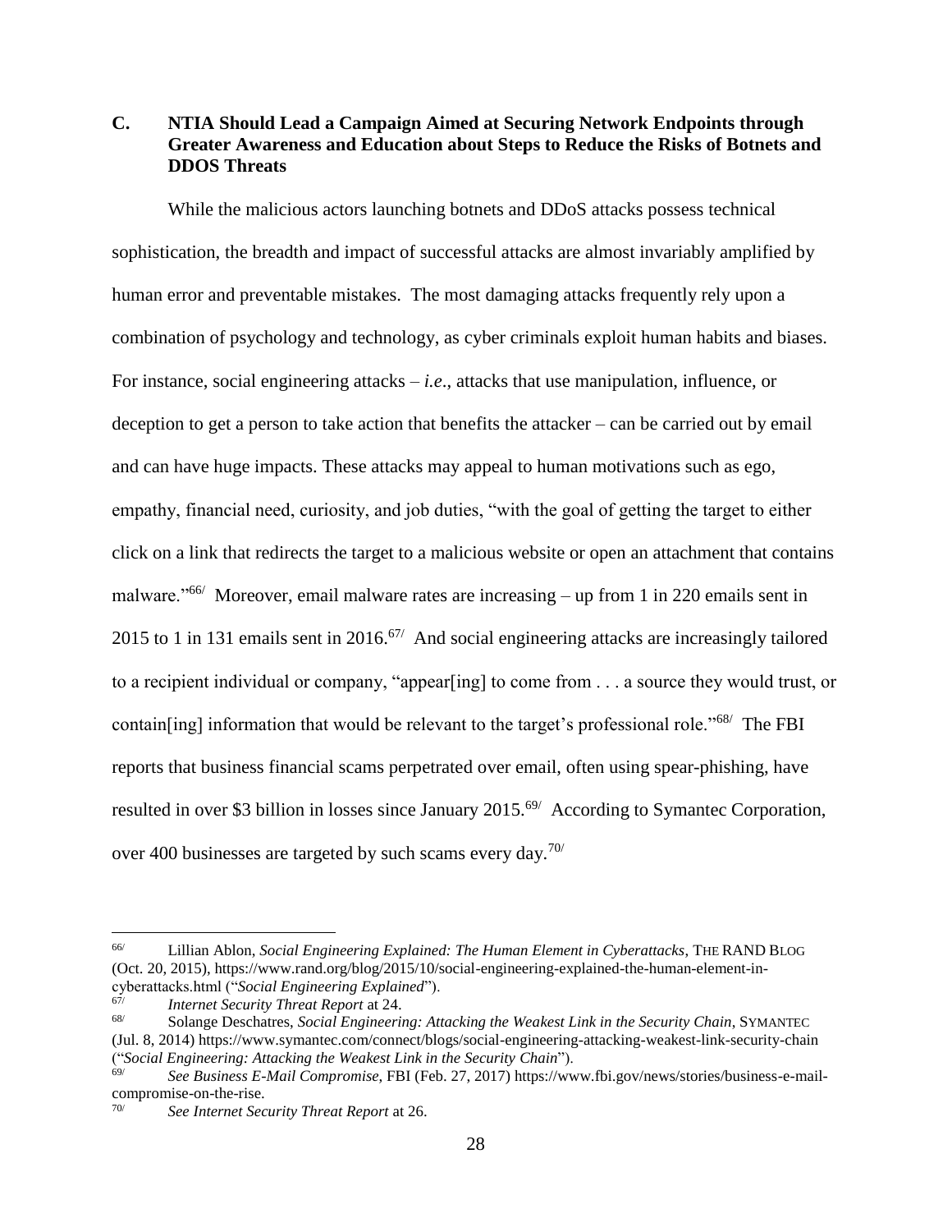### C. NTIA Should Lead a Campaign Aimed at Securing Network Endpoints through Greater Awareness and Education about Steps to Reduce the Risks of Botnets and DDOS Threats

While the malicious actors launching botnets and DDoS attacks possess technical sophistication, the breadth and impact of successful attacks are almost invariably amplified by human error and preventable mistakes. The most damaging attacks frequently rely upon a combination of psychology and technology, as cyber criminals exploit human habits and biases. For instance, social engineering attacks – *i.e*., attacks that use manipulation, influence, or deception to get a person to take action that benefits the attacker – can be carried out by email and can have huge impacts. These attacks may appeal to human motivations such as ego, empathy, financial need, curiosity, and job duties, "with the goal of getting the target to either click on a link that redirects the target to a malicious website or open an attachment that contains malware."[66/] Moreover, email malware rates are increasing – up from 1 in 220 emails sent in 2015 to 1 in 131 emails sent in 2016.[67/] And social engineering attacks are increasingly tailored to a recipient individual or company, "appear[ing] to come from . . . a source they would trust, or contain[ing] information that would be relevant to the target's professional role."[68/] The FBI reports that business financial scams perpetrated over email, often using spear-phishing, have resulted in over $3 billion in losses since January 2015.[69/] According to Symantec Corporation, over 400 businesses are targeted by such scams every day.[70/]

---

[66/] Lillian Ablon, *Social Engineering Explained: The Human Element in Cyberattacks*, THE RAND BLOG (Oct. 20, 2015), https://www.rand.org/blog/2015/10/social-engineering-explained-the-human-element-in-cyberattacks.html ("*Social Engineering Explained*").

[67/] *Internet Security Threat Report* at 24.

[68/] Solange Deschatres, *Social Engineering: Attacking the Weakest Link in the Security Chain*, SYMANTEC (Jul. 8, 2014) https://www.symantec.com/connect/blogs/social-engineering-attacking-weakest-link-security-chain ("*Social Engineering: Attacking the Weakest Link in the Security Chain*").

[69/] *See Business E-Mail Compromise*, FBI (Feb. 27, 2017) https://www.fbi.gov/news/stories/business-e-mail-compromise-on-the-rise.

[70/] *See Internet Security Threat Report* at 26.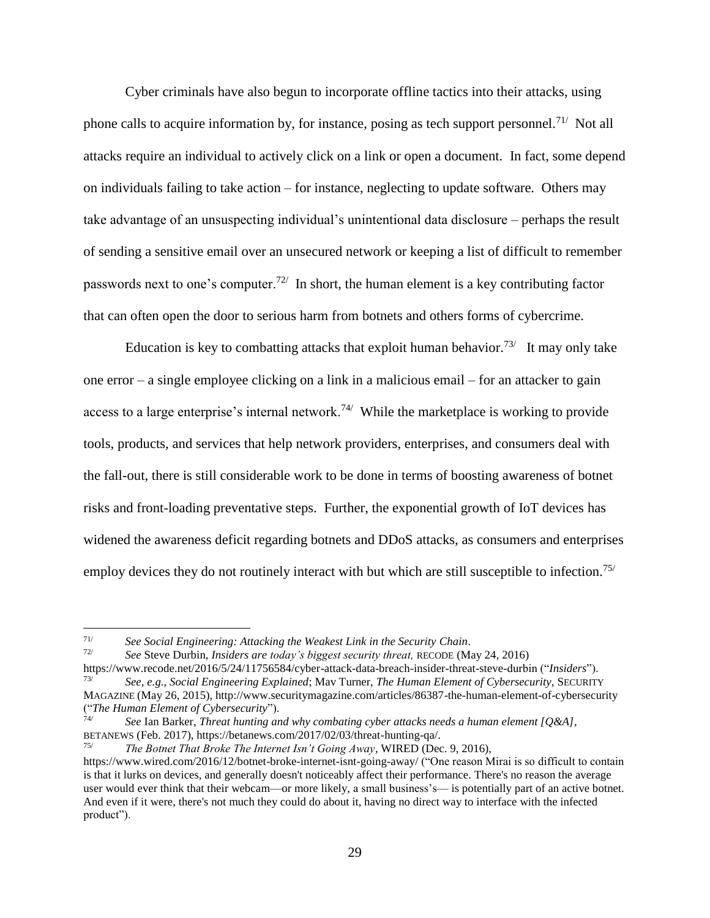Cyber criminals have also begun to incorporate offline tactics into their attacks, using phone calls to acquire information by, for instance, posing as tech support personnel.[71/] Not all attacks require an individual to actively click on a link or open a document. In fact, some depend on individuals failing to take action – for instance, neglecting to update software. Others may take advantage of an unsuspecting individual's unintentional data disclosure – perhaps the result of sending a sensitive email over an unsecured network or keeping a list of difficult to remember passwords next to one's computer.[72/] In short, the human element is a key contributing factor that can often open the door to serious harm from botnets and others forms of cybercrime.

Education is key to combatting attacks that exploit human behavior.[73/] It may only take one error – a single employee clicking on a link in a malicious email – for an attacker to gain access to a large enterprise's internal network.[74/] While the marketplace is working to provide tools, products, and services that help network providers, enterprises, and consumers deal with the fall-out, there is still considerable work to be done in terms of boosting awareness of botnet risks and front-loading preventative steps. Further, the exponential growth of IoT devices has widened the awareness deficit regarding botnets and DDoS attacks, as consumers and enterprises employ devices they do not routinely interact with but which are still susceptible to infection.[75/]

---

[71/] *See Social Engineering: Attacking the Weakest Link in the Security Chain*.

[72/] *See* Steve Durbin, *Insiders are today's biggest security threat,* RECODE (May 24, 2016) https://www.recode.net/2016/5/24/11756584/cyber-attack-data-breach-insider-threat-steve-durbin ("*Insiders*").

[73/] *See, e.g., Social Engineering Explained*; Mav Turner, *The Human Element of Cybersecurity,* SECURITY MAGAZINE (May 26, 2015), http://www.securitymagazine.com/articles/86387-the-human-element-of-cybersecurity ("*The Human Element of Cybersecurity*").

[74/] *See* Ian Barker, *Threat hunting and why combating cyber attacks needs a human element [Q&A]*, BETANEWS (Feb. 2017), https://betanews.com/2017/02/03/threat-hunting-qa/.

[75/] *The Botnet That Broke The Internet Isn't Going Away*, WIRED (Dec. 9, 2016), https://www.wired.com/2016/12/botnet-broke-internet-isnt-going-away/ ("One reason Mirai is so difficult to contain is that it lurks on devices, and generally doesn't noticeably affect their performance. There's no reason the average user would ever think that their webcam—or more likely, a small business's— is potentially part of an active botnet. And even if it were, there's not much they could do about it, having no direct way to interface with the infected product").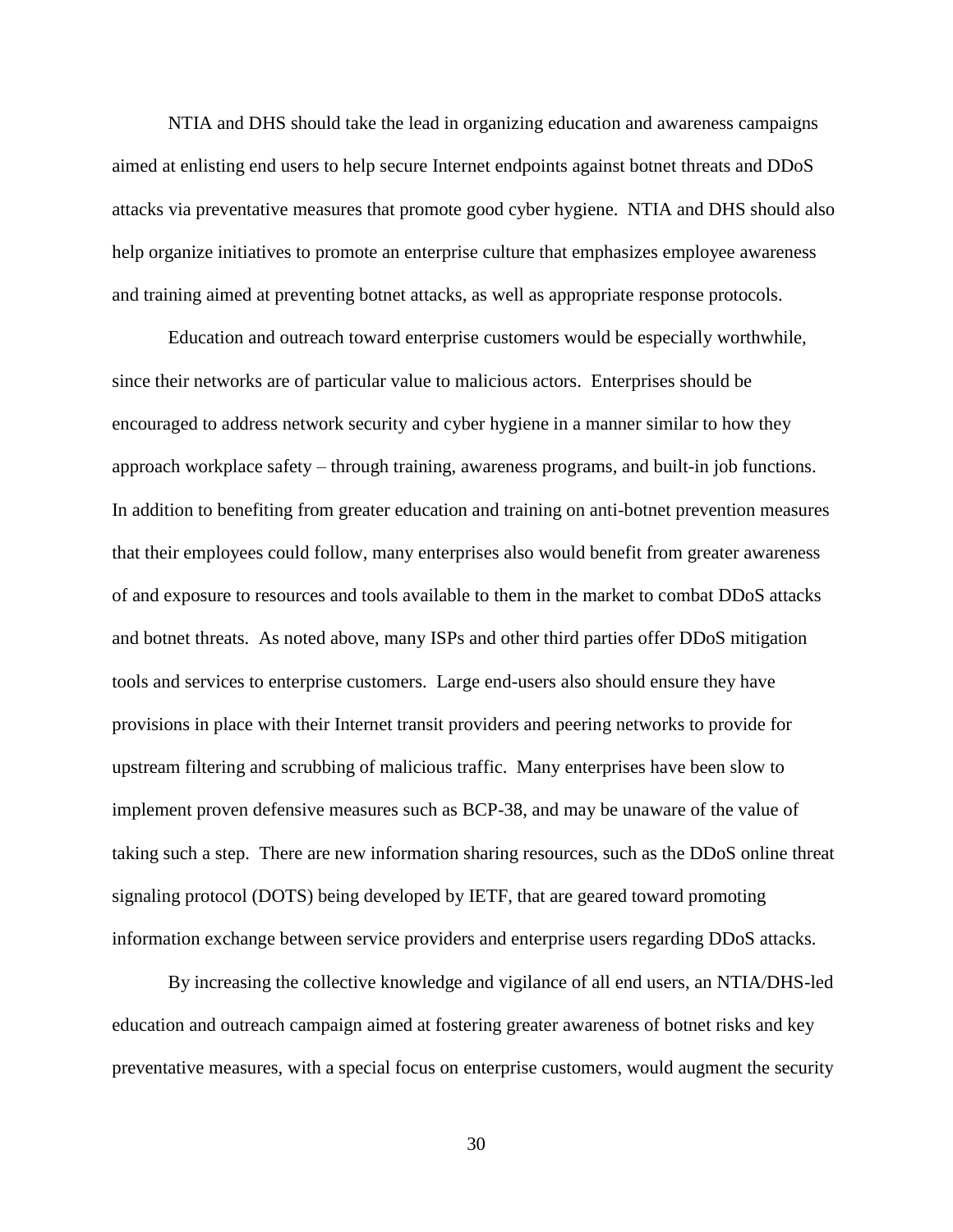NTIA and DHS should take the lead in organizing education and awareness campaigns aimed at enlisting end users to help secure Internet endpoints against botnet threats and DDoS attacks via preventative measures that promote good cyber hygiene. NTIA and DHS should also help organize initiatives to promote an enterprise culture that emphasizes employee awareness and training aimed at preventing botnet attacks, as well as appropriate response protocols.

Education and outreach toward enterprise customers would be especially worthwhile, since their networks are of particular value to malicious actors. Enterprises should be encouraged to address network security and cyber hygiene in a manner similar to how they approach workplace safety – through training, awareness programs, and built-in job functions. In addition to benefiting from greater education and training on anti-botnet prevention measures that their employees could follow, many enterprises also would benefit from greater awareness of and exposure to resources and tools available to them in the market to combat DDoS attacks and botnet threats. As noted above, many ISPs and other third parties offer DDoS mitigation tools and services to enterprise customers. Large end-users also should ensure they have provisions in place with their Internet transit providers and peering networks to provide for upstream filtering and scrubbing of malicious traffic. Many enterprises have been slow to implement proven defensive measures such as BCP-38, and may be unaware of the value of taking such a step. There are new information sharing resources, such as the DDoS online threat signaling protocol (DOTS) being developed by IETF, that are geared toward promoting information exchange between service providers and enterprise users regarding DDoS attacks.

By increasing the collective knowledge and vigilance of all end users, an NTIA/DHS-led education and outreach campaign aimed at fostering greater awareness of botnet risks and key preventative measures, with a special focus on enterprise customers, would augment the security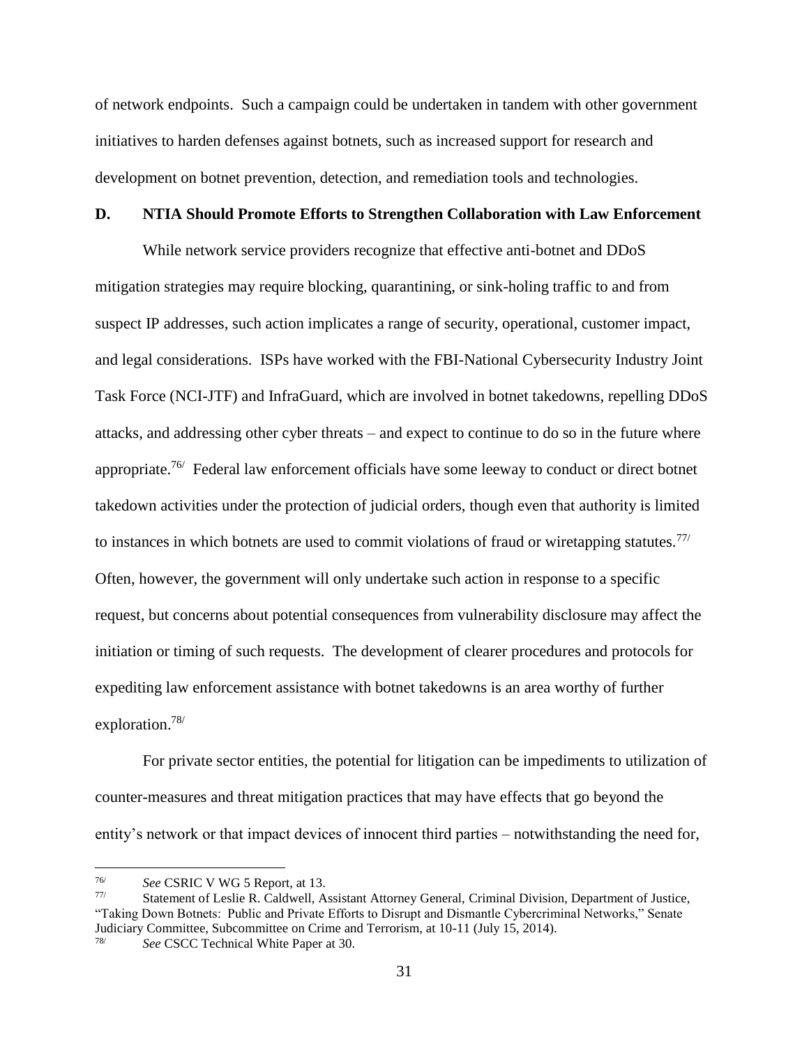of network endpoints. Such a campaign could be undertaken in tandem with other government initiatives to harden defenses against botnets, such as increased support for research and development on botnet prevention, detection, and remediation tools and technologies.

### D. NTIA Should Promote Efforts to Strengthen Collaboration with Law Enforcement

While network service providers recognize that effective anti-botnet and DDoS mitigation strategies may require blocking, quarantining, or sink-holing traffic to and from suspect IP addresses, such action implicates a range of security, operational, customer impact, and legal considerations. ISPs have worked with the FBI-National Cybersecurity Industry Joint Task Force (NCI-JTF) and InfraGuard, which are involved in botnet takedowns, repelling DDoS attacks, and addressing other cyber threats – and expect to continue to do so in the future where appropriate.[76/] Federal law enforcement officials have some leeway to conduct or direct botnet takedown activities under the protection of judicial orders, though even that authority is limited to instances in which botnets are used to commit violations of fraud or wiretapping statutes.[77/] Often, however, the government will only undertake such action in response to a specific request, but concerns about potential consequences from vulnerability disclosure may affect the initiation or timing of such requests. The development of clearer procedures and protocols for expediting law enforcement assistance with botnet takedowns is an area worthy of further exploration.[78/]

For private sector entities, the potential for litigation can be impediments to utilization of counter-measures and threat mitigation practices that may have effects that go beyond the entity's network or that impact devices of innocent third parties – notwithstanding the need for,

---

76/ *See* CSRIC V WG 5 Report, at 13.

77/ Statement of Leslie R. Caldwell, Assistant Attorney General, Criminal Division, Department of Justice, "Taking Down Botnets: Public and Private Efforts to Disrupt and Dismantle Cybercriminal Networks," Senate Judiciary Committee, Subcommittee on Crime and Terrorism, at 10-11 (July 15, 2014).

78/ *See* CSCC Technical White Paper at 30.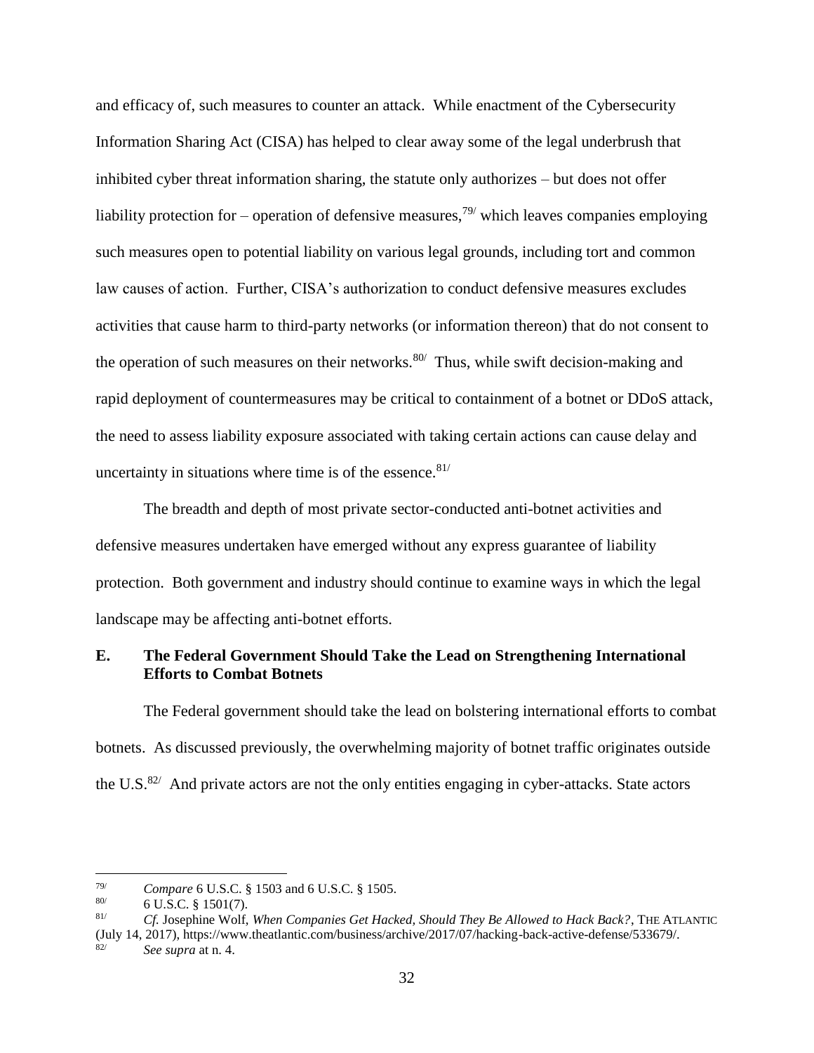and efficacy of, such measures to counter an attack. While enactment of the Cybersecurity Information Sharing Act (CISA) has helped to clear away some of the legal underbrush that inhibited cyber threat information sharing, the statute only authorizes – but does not offer liability protection for – operation of defensive measures,[79/] which leaves companies employing such measures open to potential liability on various legal grounds, including tort and common law causes of action. Further, CISA's authorization to conduct defensive measures excludes activities that cause harm to third-party networks (or information thereon) that do not consent to the operation of such measures on their networks.[80/] Thus, while swift decision-making and rapid deployment of countermeasures may be critical to containment of a botnet or DDoS attack, the need to assess liability exposure associated with taking certain actions can cause delay and uncertainty in situations where time is of the essence.[81/]

The breadth and depth of most private sector-conducted anti-botnet activities and defensive measures undertaken have emerged without any express guarantee of liability protection. Both government and industry should continue to examine ways in which the legal landscape may be affecting anti-botnet efforts.

### E. The Federal Government Should Take the Lead on Strengthening International Efforts to Combat Botnets

The Federal government should take the lead on bolstering international efforts to combat botnets. As discussed previously, the overwhelming majority of botnet traffic originates outside the U.S.[82/] And private actors are not the only entities engaging in cyber-attacks. State actors

---

79/ *Compare* 6 U.S.C. § 1503 and 6 U.S.C. § 1505.

80/ 6 U.S.C. § 1501(7).

81/ *Cf.* Josephine Wolf, *When Companies Get Hacked, Should They Be Allowed to Hack Back?*, THE ATLANTIC (July 14, 2017), https://www.theatlantic.com/business/archive/2017/07/hacking-back-active-defense/533679/.

82/ *See supra* at n. 4.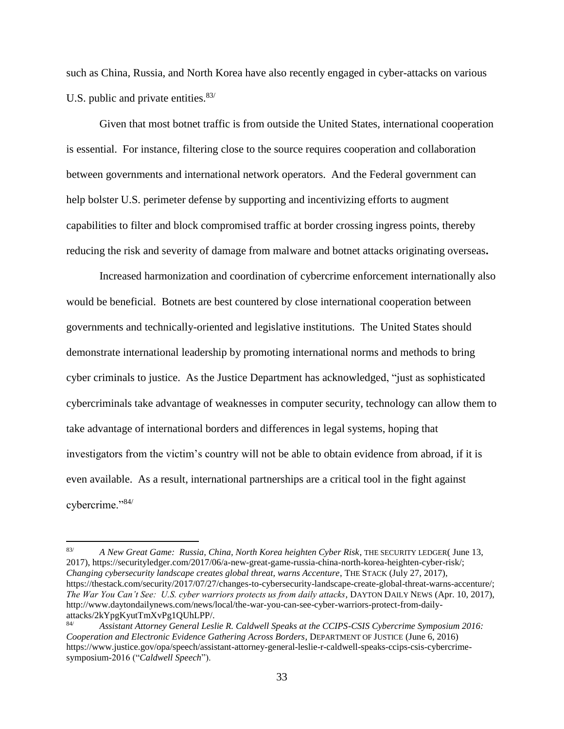such as China, Russia, and North Korea have also recently engaged in cyber-attacks on various U.S. public and private entities.[83/]

Given that most botnet traffic is from outside the United States, international cooperation is essential. For instance, filtering close to the source requires cooperation and collaboration between governments and international network operators. And the Federal government can help bolster U.S. perimeter defense by supporting and incentivizing efforts to augment capabilities to filter and block compromised traffic at border crossing ingress points, thereby reducing the risk and severity of damage from malware and botnet attacks originating overseas**.**

Increased harmonization and coordination of cybercrime enforcement internationally also would be beneficial. Botnets are best countered by close international cooperation between governments and technically-oriented and legislative institutions. The United States should demonstrate international leadership by promoting international norms and methods to bring cyber criminals to justice. As the Justice Department has acknowledged, "just as sophisticated cybercriminals take advantage of weaknesses in computer security, technology can allow them to take advantage of international borders and differences in legal systems, hoping that investigators from the victim's country will not be able to obtain evidence from abroad, if it is even available. As a result, international partnerships are a critical tool in the fight against cybercrime."[84/]

---

[83/] *A New Great Game: Russia, China, North Korea heighten Cyber Risk*, THE SECURITY LEDGER( June 13, 2017), https://securityledger.com/2017/06/a-new-great-game-russia-china-north-korea-heighten-cyber-risk/; *Changing cybersecurity landscape creates global threat, warns Accenture*, THE STACK (July 27, 2017), https://thestack.com/security/2017/07/27/changes-to-cybersecurity-landscape-create-global-threat-warns-accenture/; *The War You Can't See: U.S. cyber warriors protects us from daily attacks*, DAYTON DAILY NEWS (Apr. 10, 2017), http://www.daytondailynews.com/news/local/the-war-you-can-see-cyber-warriors-protect-from-daily-attacks/2kYpgKyutTmXvPg1QUhLPP/.

[84/] *Assistant Attorney General Leslie R. Caldwell Speaks at the CCIPS-CSIS Cybercrime Symposium 2016: Cooperation and Electronic Evidence Gathering Across Borders*, DEPARTMENT OF JUSTICE (June 6, 2016) https://www.justice.gov/opa/speech/assistant-attorney-general-leslie-r-caldwell-speaks-ccips-csis-cybercrime-symposium-2016 ("*Caldwell Speech*").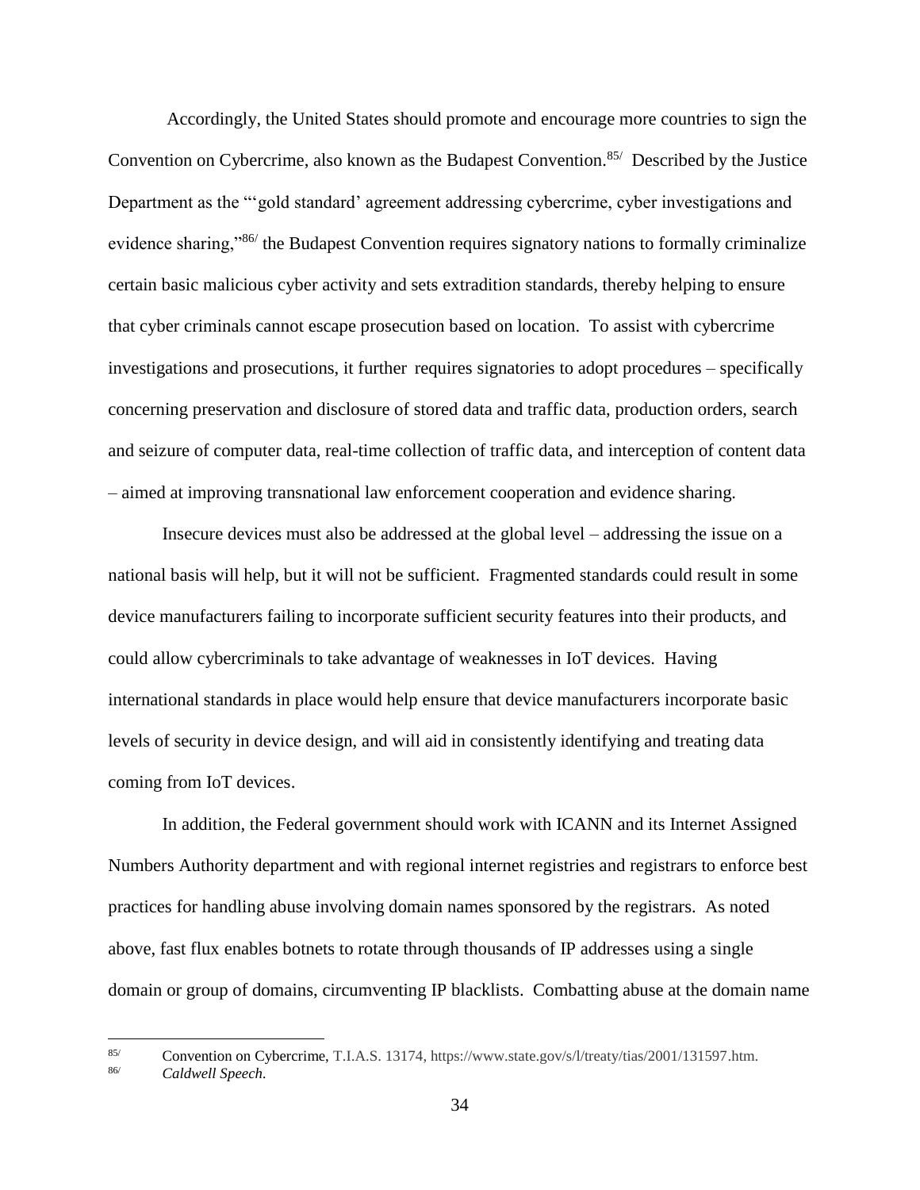Accordingly, the United States should promote and encourage more countries to sign the Convention on Cybercrime, also known as the Budapest Convention.[85/] Described by the Justice Department as the "'gold standard' agreement addressing cybercrime, cyber investigations and evidence sharing,"[86/] the Budapest Convention requires signatory nations to formally criminalize certain basic malicious cyber activity and sets extradition standards, thereby helping to ensure that cyber criminals cannot escape prosecution based on location. To assist with cybercrime investigations and prosecutions, it further requires signatories to adopt procedures – specifically concerning preservation and disclosure of stored data and traffic data, production orders, search and seizure of computer data, real-time collection of traffic data, and interception of content data – aimed at improving transnational law enforcement cooperation and evidence sharing.

Insecure devices must also be addressed at the global level – addressing the issue on a national basis will help, but it will not be sufficient. Fragmented standards could result in some device manufacturers failing to incorporate sufficient security features into their products, and could allow cybercriminals to take advantage of weaknesses in IoT devices. Having international standards in place would help ensure that device manufacturers incorporate basic levels of security in device design, and will aid in consistently identifying and treating data coming from IoT devices.

In addition, the Federal government should work with ICANN and its Internet Assigned Numbers Authority department and with regional internet registries and registrars to enforce best practices for handling abuse involving domain names sponsored by the registrars. As noted above, fast flux enables botnets to rotate through thousands of IP addresses using a single domain or group of domains, circumventing IP blacklists. Combatting abuse at the domain name

---

85/ Convention on Cybercrime, T.I.A.S. 13174, https://www.state.gov/s/l/treaty/tias/2001/131597.htm.

86/ *Caldwell Speech*.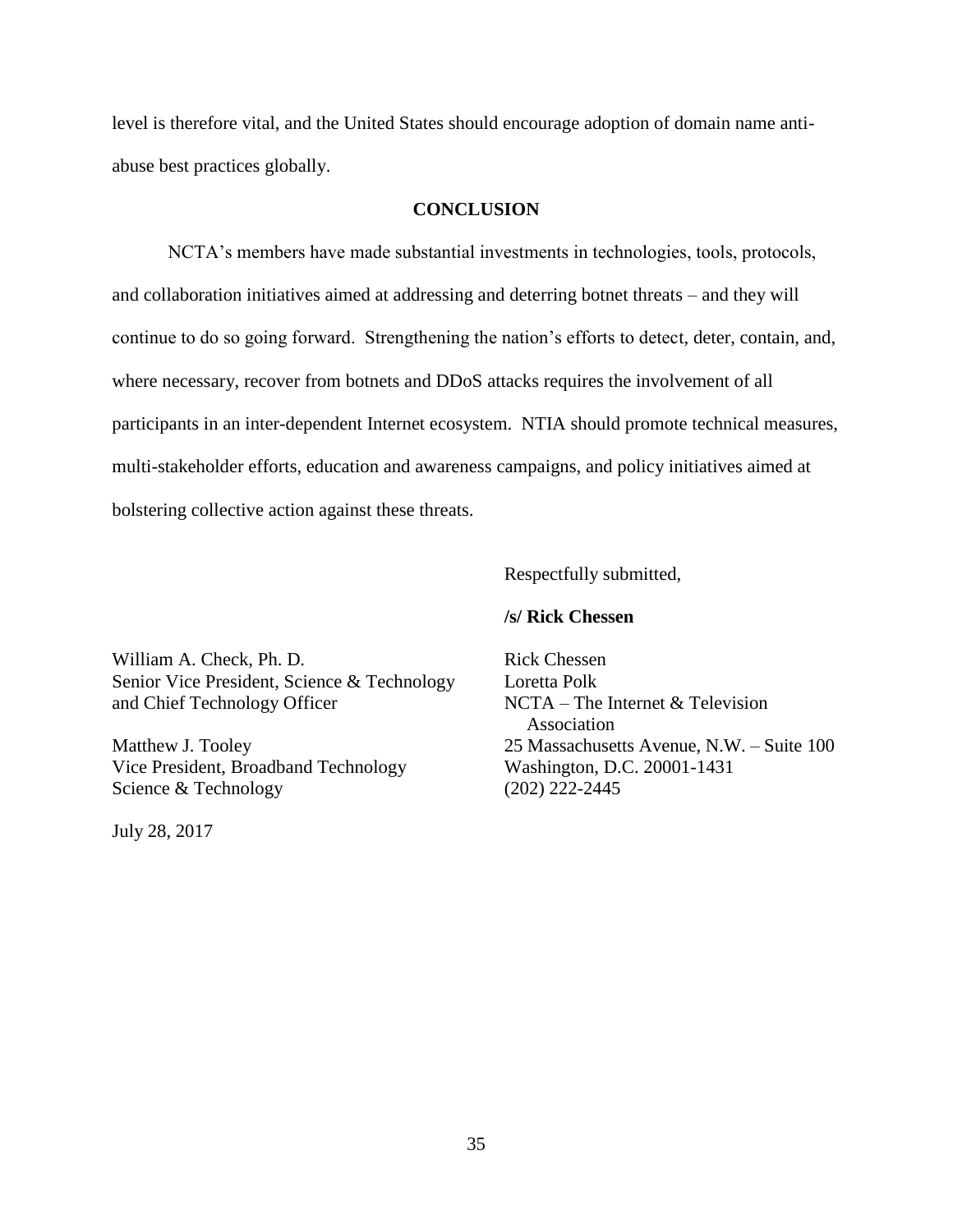level is therefore vital, and the United States should encourage adoption of domain name anti-abuse best practices globally.

## CONCLUSION

NCTA's members have made substantial investments in technologies, tools, protocols, and collaboration initiatives aimed at addressing and deterring botnet threats – and they will continue to do so going forward. Strengthening the nation's efforts to detect, deter, contain, and, where necessary, recover from botnets and DDoS attacks requires the involvement of all participants in an inter-dependent Internet ecosystem. NTIA should promote technical measures, multi-stakeholder efforts, education and awareness campaigns, and policy initiatives aimed at bolstering collective action against these threats.

Respectfully submitted,

**/s/ Rick Chessen**

Rick Chessen
Loretta Polk
NCTA – The Internet & Television Association
25 Massachusetts Avenue, N.W. – Suite 100
Washington, D.C. 20001-1431
(202) 222-2445

William A. Check, Ph. D.
Senior Vice President, Science & Technology and Chief Technology Officer

Matthew J. Tooley
Vice President, Broadband Technology
Science & Technology

July 28, 2017